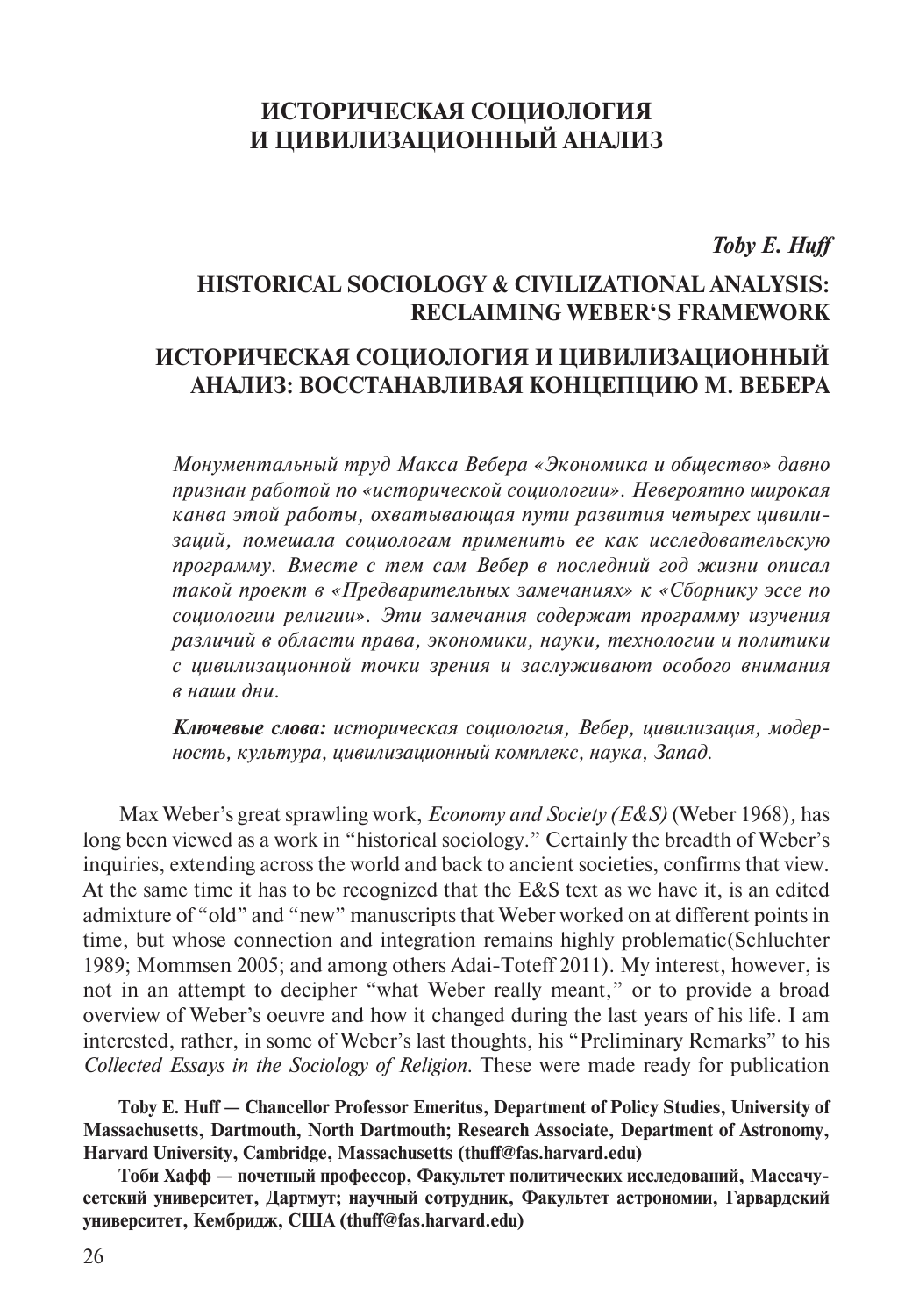# ИСТОРИЧЕСКАЯ СОЦИОЛОГИЯ И ЦИВИЛИЗАЦИОННЫЙ АНАЛИЗ

***Toby E. Huff***

## HISTORICAL SOCIOLOGY & CIVILIZATIONAL ANALYSIS: RECLAIMING WEBER'S FRAMEWORK

## ИСТОРИЧЕСКАЯ СОЦИОЛОГИЯ И ЦИВИЛИЗАЦИОННЫЙ АНАЛИЗ: ВОССТАНАВЛИВАЯ КОНЦЕПЦИЮ М. ВЕБЕРА

*Монументальный труд Макса Вебера «Экономика и общество» давно признан работой по «исторической социологии». Невероятно широкая канва этой работы, охватывающая пути развития четырех цивилизаций, помешала социологам применить ее как исследовательскую программу. Вместе с тем сам Вебер в последний год жизни описал такой проект в «Предварительных замечаниях» к «Сборнику эссе по социологии религии». Эти замечания содержат программу изучения различий в области права, экономики, науки, технологии и политики с цивилизационной точки зрения и заслуживают особого внимания в наши дни.*

***Ключевые слова:*** *историческая социология, Вебер, цивилизация, модерность, культура, цивилизационный комплекс, наука, Запад.*

Max Weber's great sprawling work, *Economy and Society (E&S)* (Weber 1968), has long been viewed as a work in "historical sociology." Certainly the breadth of Weber's inquiries, extending across the world and back to ancient societies, confirms that view. At the same time it has to be recognized that the E&S text as we have it, is an edited admixture of "old" and "new" manuscripts that Weber worked on at different points in time, but whose connection and integration remains highly problematic(Schluchter 1989; Mommsen 2005; and among others Adai-Toteff 2011). My interest, however, is not in an attempt to decipher "what Weber really meant," or to provide a broad overview of Weber's oeuvre and how it changed during the last years of his life. I am interested, rather, in some of Weber's last thoughts, his "Preliminary Remarks" to his *Collected Essays in the Sociology of Religion*. These were made ready for publication

---

**Toby E. Huff — Chancellor Professor Emeritus, Department of Policy Studies, University of Massachusetts, Dartmouth, North Dartmouth; Research Associate, Department of Astronomy, Harvard University, Cambridge, Massachusetts (thuff@fas.harvard.edu)**

**Тоби Хафф — почетный профессор, Факультет политических исследований, Массачусетский университет, Дартмут; научный сотрудник, Факультет астрономии, Гарвардский университет, Кембридж, США (thuff@fas.harvard.edu)**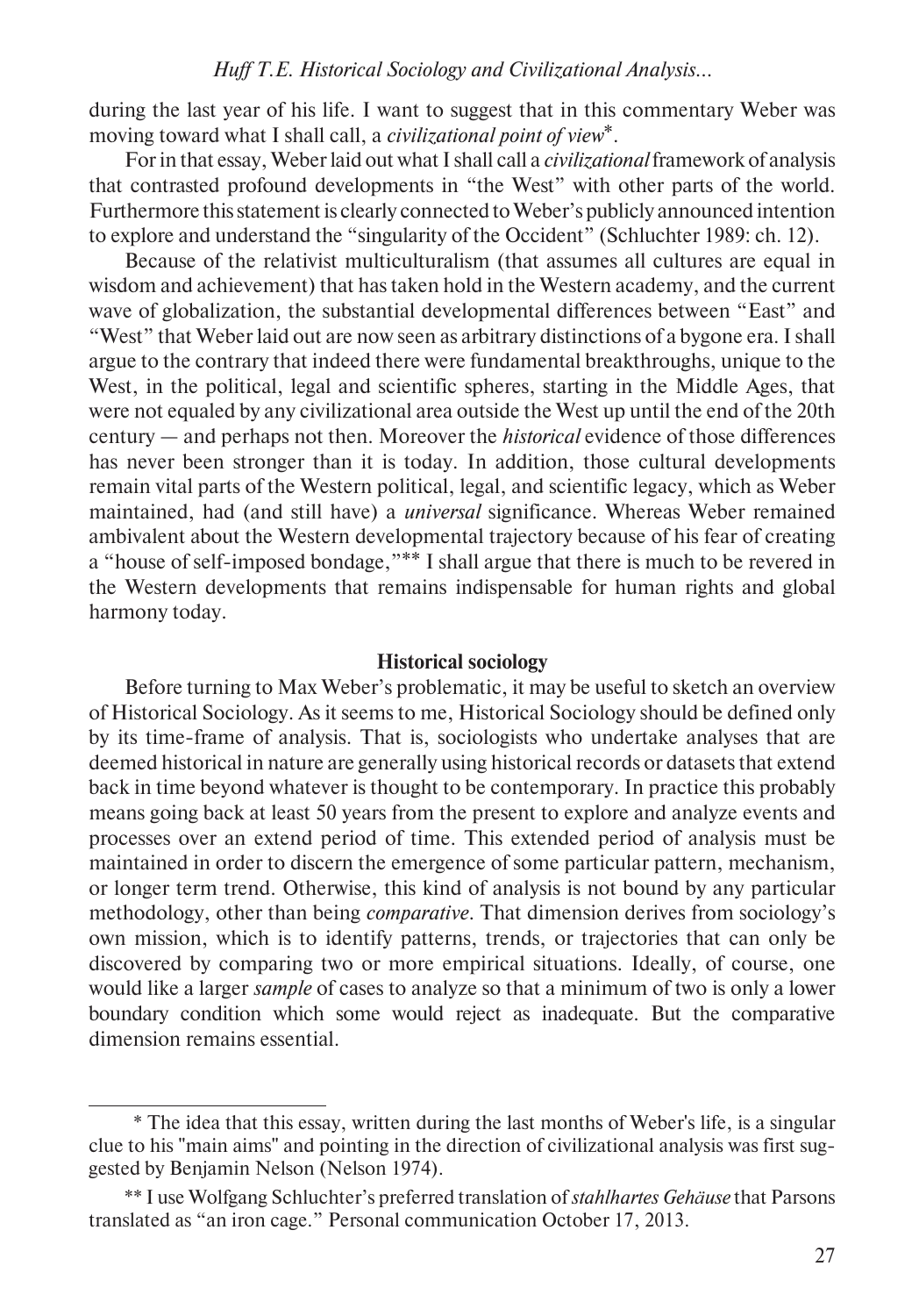during the last year of his life. I want to suggest that in this commentary Weber was moving toward what I shall call, a *civilizational point of view*\*.

For in that essay, Weber laid out what I shall call a *civilizational* framework of analysis that contrasted profound developments in "the West" with other parts of the world. Furthermore this statement is clearly connected to Weber's publicly announced intention to explore and understand the "singularity of the Occident" (Schluchter 1989: ch. 12).

Because of the relativist multiculturalism (that assumes all cultures are equal in wisdom and achievement) that has taken hold in the Western academy, and the current wave of globalization, the substantial developmental differences between "East" and "West" that Weber laid out are now seen as arbitrary distinctions of a bygone era. I shall argue to the contrary that indeed there were fundamental breakthroughs, unique to the West, in the political, legal and scientific spheres, starting in the Middle Ages, that were not equaled by any civilizational area outside the West up until the end of the 20th century — and perhaps not then. Moreover the *historical* evidence of those differences has never been stronger than it is today. In addition, those cultural developments remain vital parts of the Western political, legal, and scientific legacy, which as Weber maintained, had (and still have) a *universal* significance. Whereas Weber remained ambivalent about the Western developmental trajectory because of his fear of creating a "house of self-imposed bondage,"\*\* I shall argue that there is much to be revered in the Western developments that remains indispensable for human rights and global harmony today.

## Historical sociology

Before turning to Max Weber's problematic, it may be useful to sketch an overview of Historical Sociology. As it seems to me, Historical Sociology should be defined only by its time-frame of analysis. That is, sociologists who undertake analyses that are deemed historical in nature are generally using historical records or datasets that extend back in time beyond whatever is thought to be contemporary. In practice this probably means going back at least 50 years from the present to explore and analyze events and processes over an extend period of time. This extended period of analysis must be maintained in order to discern the emergence of some particular pattern, mechanism, or longer term trend. Otherwise, this kind of analysis is not bound by any particular methodology, other than being *comparative*. That dimension derives from sociology's own mission, which is to identify patterns, trends, or trajectories that can only be discovered by comparing two or more empirical situations. Ideally, of course, one would like a larger *sample* of cases to analyze so that a minimum of two is only a lower boundary condition which some would reject as inadequate. But the comparative dimension remains essential.

---

\* The idea that this essay, written during the last months of Weber's life, is a singular clue to his "main aims" and pointing in the direction of civilizational analysis was first suggested by Benjamin Nelson (Nelson 1974).

\*\* I use Wolfgang Schluchter's preferred translation of *stahlhartes Gehäuse* that Parsons translated as "an iron cage." Personal communication October 17, 2013.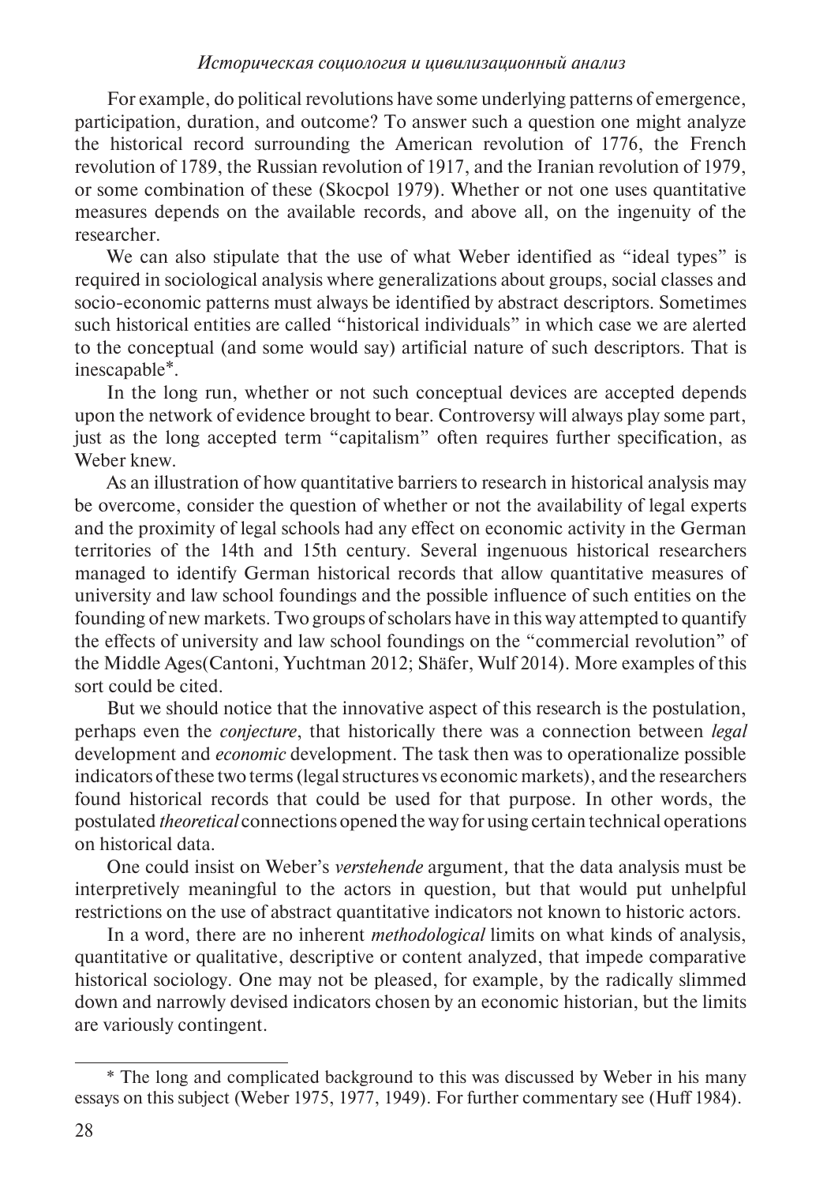For example, do political revolutions have some underlying patterns of emergence, participation, duration, and outcome? To answer such a question one might analyze the historical record surrounding the American revolution of 1776, the French revolution of 1789, the Russian revolution of 1917, and the Iranian revolution of 1979, or some combination of these (Skocpol 1979). Whether or not one uses quantitative measures depends on the available records, and above all, on the ingenuity of the researcher.

We can also stipulate that the use of what Weber identified as "ideal types" is required in sociological analysis where generalizations about groups, social classes and socio-economic patterns must always be identified by abstract descriptors. Sometimes such historical entities are called "historical individuals" in which case we are alerted to the conceptual (and some would say) artificial nature of such descriptors. That is inescapable*.

In the long run, whether or not such conceptual devices are accepted depends upon the network of evidence brought to bear. Controversy will always play some part, just as the long accepted term "capitalism" often requires further specification, as Weber knew.

As an illustration of how quantitative barriers to research in historical analysis may be overcome, consider the question of whether or not the availability of legal experts and the proximity of legal schools had any effect on economic activity in the German territories of the 14th and 15th century. Several ingenuous historical researchers managed to identify German historical records that allow quantitative measures of university and law school foundings and the possible influence of such entities on the founding of new markets. Two groups of scholars have in this way attempted to quantify the effects of university and law school foundings on the "commercial revolution" of the Middle Ages(Cantoni, Yuchtman 2012; Shäfer, Wulf 2014). More examples of this sort could be cited.

But we should notice that the innovative aspect of this research is the postulation, perhaps even the *conjecture*, that historically there was a connection between *legal* development and *economic* development. The task then was to operationalize possible indicators of these two terms (legal structures vs economic markets), and the researchers found historical records that could be used for that purpose. In other words, the postulated *theoretical* connections opened the way for using certain technical operations on historical data.

One could insist on Weber's *verstehende* argument, that the data analysis must be interpretively meaningful to the actors in question, but that would put unhelpful restrictions on the use of abstract quantitative indicators not known to historic actors.

In a word, there are no inherent *methodological* limits on what kinds of analysis, quantitative or qualitative, descriptive or content analyzed, that impede comparative historical sociology. One may not be pleased, for example, by the radically slimmed down and narrowly devised indicators chosen by an economic historian, but the limits are variously contingent.

---

* The long and complicated background to this was discussed by Weber in his many essays on this subject (Weber 1975, 1977, 1949). For further commentary see (Huff 1984).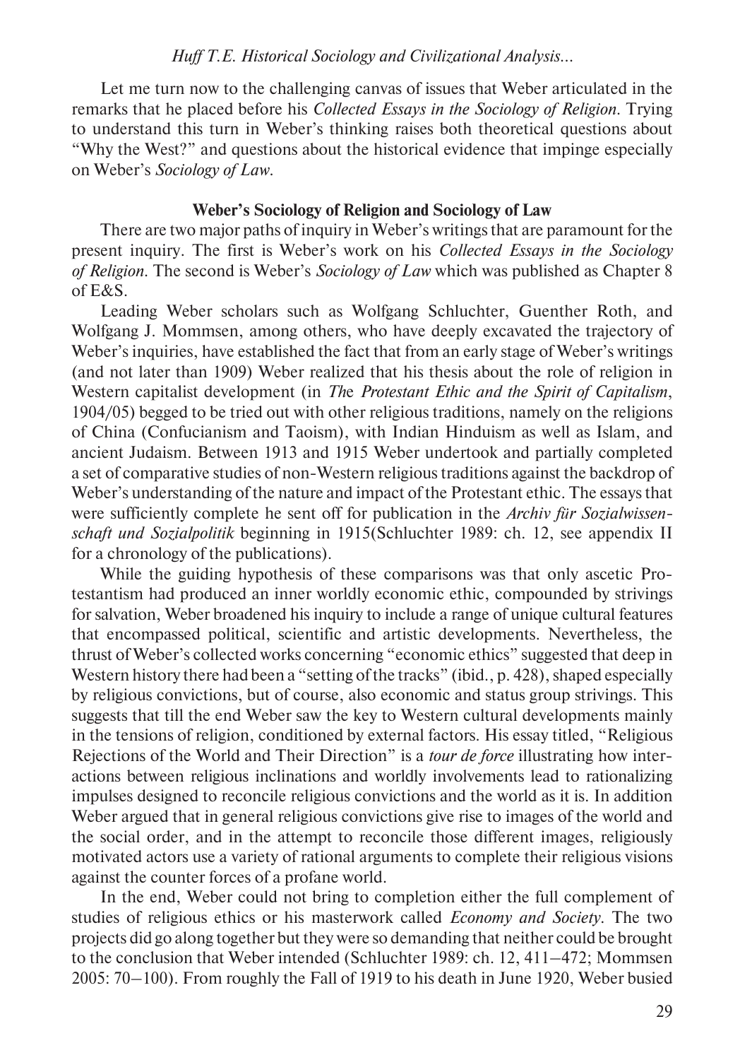Let me turn now to the challenging canvas of issues that Weber articulated in the remarks that he placed before his *Collected Essays in the Sociology of Religion*. Trying to understand this turn in Weber's thinking raises both theoretical questions about "Why the West?" and questions about the historical evidence that impinge especially on Weber's *Sociology of Law*.

### Weber's Sociology of Religion and Sociology of Law

There are two major paths of inquiry in Weber's writings that are paramount for the present inquiry. The first is Weber's work on his *Collected Essays in the Sociology of Religion*. The second is Weber's *Sociology of Law* which was published as Chapter 8 of E&S.

Leading Weber scholars such as Wolfgang Schluchter, Guenther Roth, and Wolfgang J. Mommsen, among others, who have deeply excavated the trajectory of Weber's inquiries, have established the fact that from an early stage of Weber's writings (and not later than 1909) Weber realized that his thesis about the role of religion in Western capitalist development (in *The Protestant Ethic and the Spirit of Capitalism*, 1904/05) begged to be tried out with other religious traditions, namely on the religions of China (Confucianism and Taoism), with Indian Hinduism as well as Islam, and ancient Judaism. Between 1913 and 1915 Weber undertook and partially completed a set of comparative studies of non-Western religious traditions against the backdrop of Weber's understanding of the nature and impact of the Protestant ethic. The essays that were sufficiently complete he sent off for publication in the *Archiv für Sozialwissenschaft und Sozialpolitik* beginning in 1915(Schluchter 1989: ch. 12, see appendix II for a chronology of the publications).

While the guiding hypothesis of these comparisons was that only ascetic Protestantism had produced an inner worldly economic ethic, compounded by strivings for salvation, Weber broadened his inquiry to include a range of unique cultural features that encompassed political, scientific and artistic developments. Nevertheless, the thrust of Weber's collected works concerning "economic ethics" suggested that deep in Western history there had been a "setting of the tracks" (ibid., p. 428), shaped especially by religious convictions, but of course, also economic and status group strivings. This suggests that till the end Weber saw the key to Western cultural developments mainly in the tensions of religion, conditioned by external factors. His essay titled, "Religious Rejections of the World and Their Direction" is a *tour de force* illustrating how interactions between religious inclinations and worldly involvements lead to rationalizing impulses designed to reconcile religious convictions and the world as it is. In addition Weber argued that in general religious convictions give rise to images of the world and the social order, and in the attempt to reconcile those different images, religiously motivated actors use a variety of rational arguments to complete their religious visions against the counter forces of a profane world.

In the end, Weber could not bring to completion either the full complement of studies of religious ethics or his masterwork called *Economy and Society*. The two projects did go along together but they were so demanding that neither could be brought to the conclusion that Weber intended (Schluchter 1989: ch. 12, 411–472; Mommsen 2005: 70–100). From roughly the Fall of 1919 to his death in June 1920, Weber busied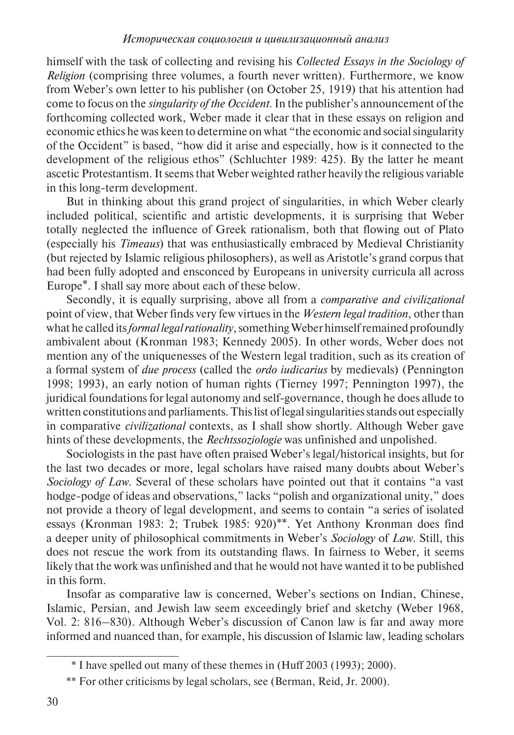himself with the task of collecting and revising his *Collected Essays in the Sociology of Religion* (comprising three volumes, a fourth never written). Furthermore, we know from Weber's own letter to his publisher (on October 25, 1919) that his attention had come to focus on the *singularity of the Occident*. In the publisher's announcement of the forthcoming collected work, Weber made it clear that in these essays on religion and economic ethics he was keen to determine on what "the economic and social singularity of the Occident" is based, "how did it arise and especially, how is it connected to the development of the religious ethos" (Schluchter 1989: 425). By the latter he meant ascetic Protestantism. It seems that Weber weighted rather heavily the religious variable in this long-term development.

But in thinking about this grand project of singularities, in which Weber clearly included political, scientific and artistic developments, it is surprising that Weber totally neglected the influence of Greek rationalism, both that flowing out of Plato (especially his *Timeaus*) that was enthusiastically embraced by Medieval Christianity (but rejected by Islamic religious philosophers), as well as Aristotle's grand corpus that had been fully adopted and ensconced by Europeans in university curricula all across Europe*. I shall say more about each of these below.

Secondly, it is equally surprising, above all from a *comparative and civilizational* point of view, that Weber finds very few virtues in the *Western legal tradition*, other than what he called its *formal legal rationality,* something Weber himself remained profoundly ambivalent about (Kronman 1983; Kennedy 2005). In other words, Weber does not mention any of the uniquenesses of the Western legal tradition, such as its creation of a formal system of *due process* (called the *ordo iudicarius* by medievals) (Pennington 1998; 1993), an early notion of human rights (Tierney 1997; Pennington 1997), the juridical foundations for legal autonomy and self-governance, though he does allude to written constitutions and parliaments. This list of legal singularities stands out especially in comparative *civilizational* contexts, as I shall show shortly. Although Weber gave hints of these developments, the *Rechtssoziologie* was unfinished and unpolished.

Sociologists in the past have often praised Weber's legal/historical insights, but for the last two decades or more, legal scholars have raised many doubts about Weber's *Sociology of Law*. Several of these scholars have pointed out that it contains "a vast hodge-podge of ideas and observations," lacks "polish and organizational unity," does not provide a theory of legal development, and seems to contain "a series of isolated essays (Kronman 1983: 2; Trubek 1985: 920)**. Yet Anthony Kronman does find a deeper unity of philosophical commitments in Weber's *Sociology* of *Law*. Still, this does not rescue the work from its outstanding flaws. In fairness to Weber, it seems likely that the work was unfinished and that he would not have wanted it to be published in this form.

Insofar as comparative law is concerned, Weber's sections on Indian, Chinese, Islamic, Persian, and Jewish law seem exceedingly brief and sketchy (Weber 1968, Vol. 2: 816–830). Although Weber's discussion of Canon law is far and away more informed and nuanced than, for example, his discussion of Islamic law, leading scholars

---

\* I have spelled out many of these themes in (Huff 2003 (1993); 2000).

\** For other criticisms by legal scholars, see (Berman, Reid, Jr. 2000).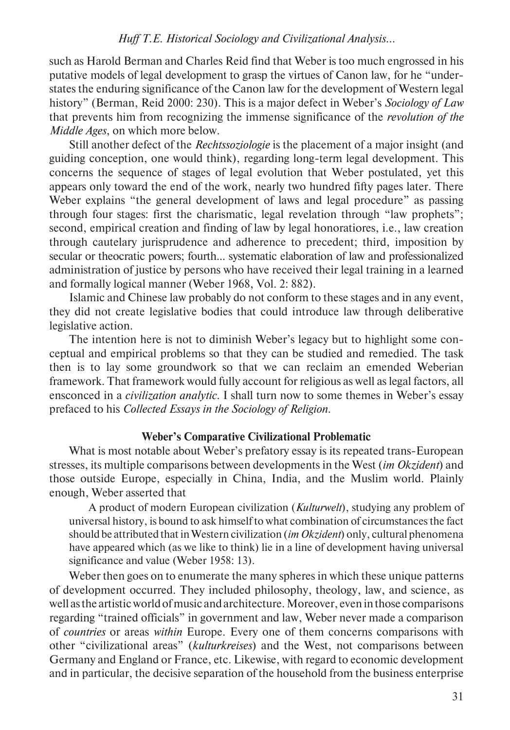such as Harold Berman and Charles Reid find that Weber is too much engrossed in his putative models of legal development to grasp the virtues of Canon law, for he "understates the enduring significance of the Canon law for the development of Western legal history" (Berman, Reid 2000: 230). This is a major defect in Weber's *Sociology of Law* that prevents him from recognizing the immense significance of the *revolution of the Middle Ages*, on which more below.

Still another defect of the *Rechtssoziologie* is the placement of a major insight (and guiding conception, one would think), regarding long-term legal development. This concerns the sequence of stages of legal evolution that Weber postulated, yet this appears only toward the end of the work, nearly two hundred fifty pages later. There Weber explains "the general development of laws and legal procedure" as passing through four stages: first the charismatic, legal revelation through "law prophets"; second, empirical creation and finding of law by legal honoratiores, i.e., law creation through cautelary jurisprudence and adherence to precedent; third, imposition by secular or theocratic powers; fourth... systematic elaboration of law and professionalized administration of justice by persons who have received their legal training in a learned and formally logical manner (Weber 1968, Vol. 2: 882).

Islamic and Chinese law probably do not conform to these stages and in any event, they did not create legislative bodies that could introduce law through deliberative legislative action.

The intention here is not to diminish Weber's legacy but to highlight some conceptual and empirical problems so that they can be studied and remedied. The task then is to lay some groundwork so that we can reclaim an emended Weberian framework. That framework would fully account for religious as well as legal factors, all ensconced in a *civilization analytic*. I shall turn now to some themes in Weber's essay prefaced to his *Collected Essays in the Sociology of Religion*.

### Weber's Comparative Civilizational Problematic

What is most notable about Weber's prefatory essay is its repeated trans-European stresses, its multiple comparisons between developments in the West (*im Okzident*) and those outside Europe, especially in China, India, and the Muslim world. Plainly enough, Weber asserted that

> A product of modern European civilization (*Kulturwelt*), studying any problem of universal history, is bound to ask himself to what combination of circumstances the fact should be attributed that in Western civilization (*im Okzident*) only, cultural phenomena have appeared which (as we like to think) lie in a line of development having universal significance and value (Weber 1958: 13).

Weber then goes on to enumerate the many spheres in which these unique patterns of development occurred. They included philosophy, theology, law, and science, as well as the artistic world of music and architecture. Moreover, even in those comparisons regarding "trained officials" in government and law, Weber never made a comparison of *countries* or areas *within* Europe. Every one of them concerns comparisons with other "civilizational areas" (*kulturkreises*) and the West, not comparisons between Germany and England or France, etc. Likewise, with regard to economic development and in particular, the decisive separation of the household from the business enterprise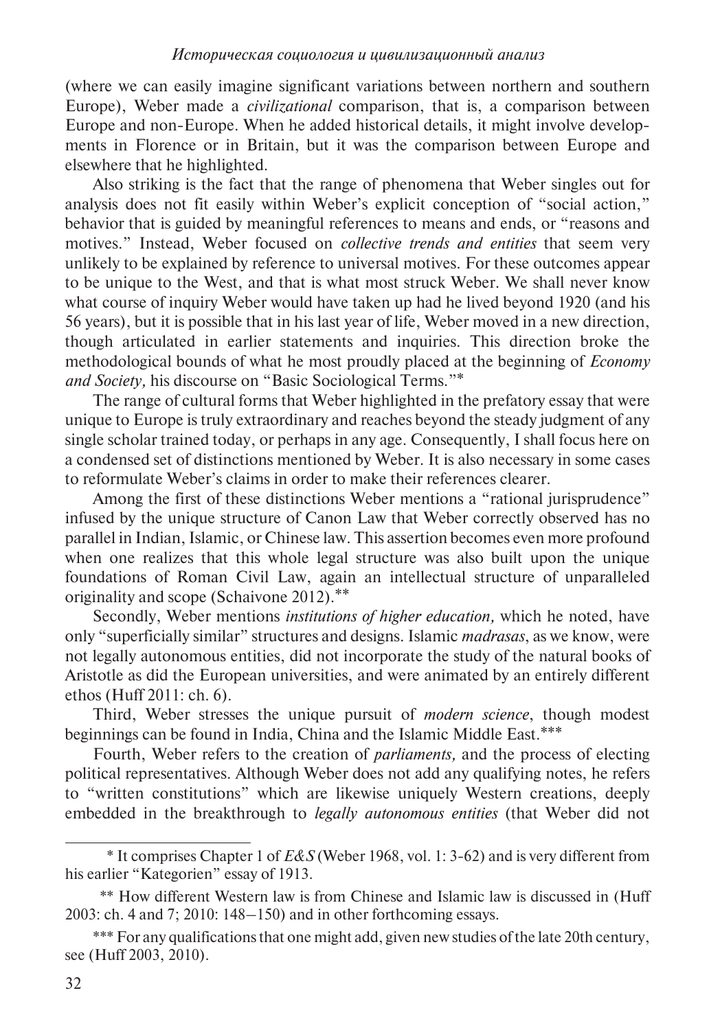(where we can easily imagine significant variations between northern and southern Europe), Weber made a *civilizational* comparison, that is, a comparison between Europe and non-Europe. When he added historical details, it might involve developments in Florence or in Britain, but it was the comparison between Europe and elsewhere that he highlighted.

Also striking is the fact that the range of phenomena that Weber singles out for analysis does not fit easily within Weber's explicit conception of "social action," behavior that is guided by meaningful references to means and ends, or "reasons and motives." Instead, Weber focused on *collective trends and entities* that seem very unlikely to be explained by reference to universal motives. For these outcomes appear to be unique to the West, and that is what most struck Weber. We shall never know what course of inquiry Weber would have taken up had he lived beyond 1920 (and his 56 years), but it is possible that in his last year of life, Weber moved in a new direction, though articulated in earlier statements and inquiries. This direction broke the methodological bounds of what he most proudly placed at the beginning of *Economy and Society,* his discourse on "Basic Sociological Terms."*

The range of cultural forms that Weber highlighted in the prefatory essay that were unique to Europe is truly extraordinary and reaches beyond the steady judgment of any single scholar trained today, or perhaps in any age. Consequently, I shall focus here on a condensed set of distinctions mentioned by Weber. It is also necessary in some cases to reformulate Weber's claims in order to make their references clearer.

Among the first of these distinctions Weber mentions a "rational jurisprudence" infused by the unique structure of Canon Law that Weber correctly observed has no parallel in Indian, Islamic, or Chinese law. This assertion becomes even more profound when one realizes that this whole legal structure was also built upon the unique foundations of Roman Civil Law, again an intellectual structure of unparalleled originality and scope (Schaivone 2012).**

Secondly, Weber mentions *institutions of higher education,* which he noted, have only "superficially similar" structures and designs. Islamic *madrasas*, as we know, were not legally autonomous entities, did not incorporate the study of the natural books of Aristotle as did the European universities, and were animated by an entirely different ethos (Huff 2011: ch. 6).

Third, Weber stresses the unique pursuit of *modern science*, though modest beginnings can be found in India, China and the Islamic Middle East.***

Fourth, Weber refers to the creation of *parliaments,* and the process of electing political representatives. Although Weber does not add any qualifying notes, he refers to "written constitutions" which are likewise uniquely Western creations, deeply embedded in the breakthrough to *legally autonomous entities* (that Weber did not

---

* It comprises Chapter 1 of *E&S* (Weber 1968, vol. 1: 3-62) and is very different from his earlier "Kategorien" essay of 1913.

** How different Western law is from Chinese and Islamic law is discussed in (Huff 2003: ch. 4 and 7; 2010: 148–150) and in other forthcoming essays.

*** For any qualifications that one might add, given new studies of the late 20th century, see (Huff 2003, 2010).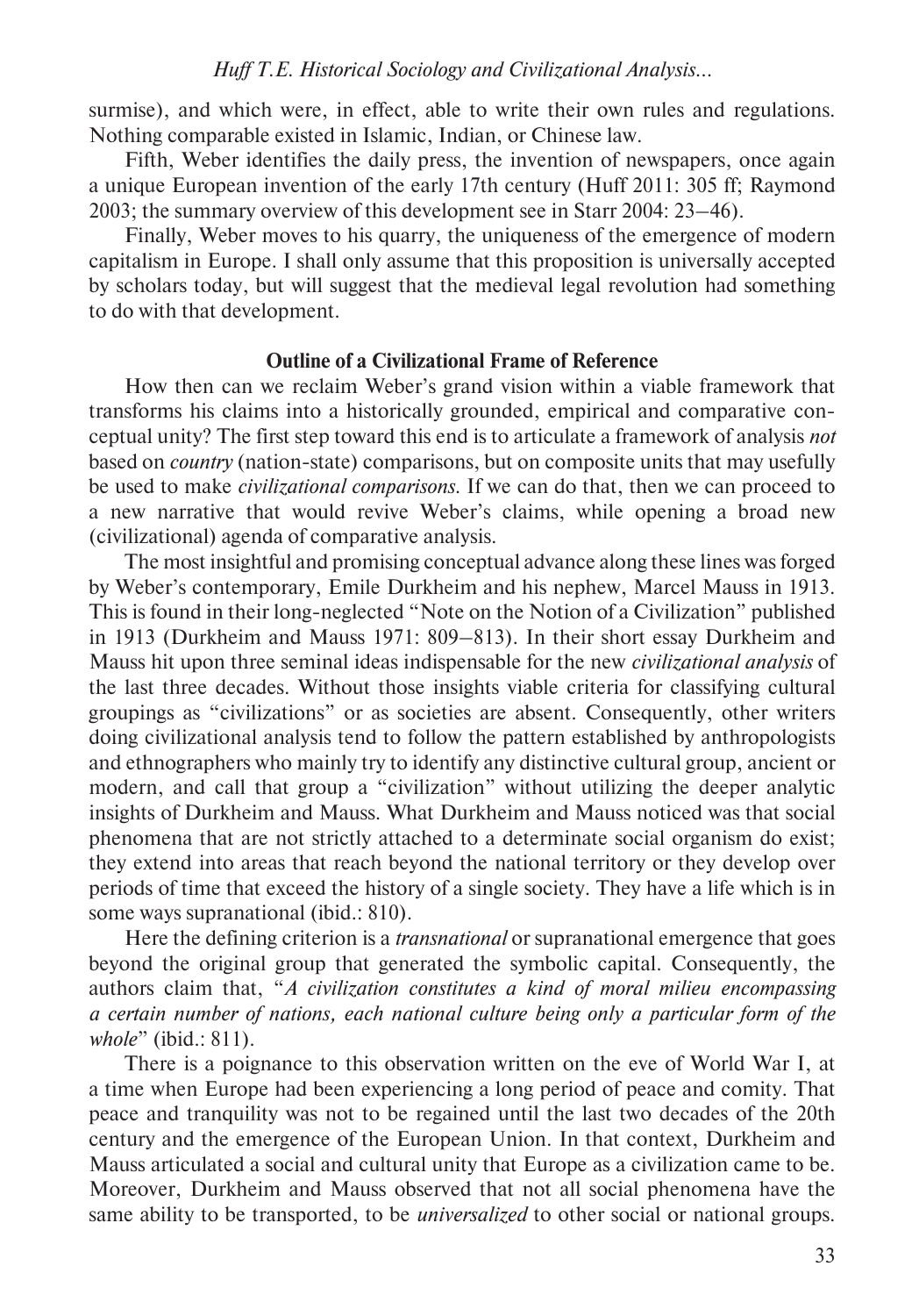surmise), and which were, in effect, able to write their own rules and regulations. Nothing comparable existed in Islamic, Indian, or Chinese law.

Fifth, Weber identifies the daily press, the invention of newspapers, once again a unique European invention of the early 17th century (Huff 2011: 305 ff; Raymond 2003; the summary overview of this development see in Starr 2004: 23–46).

Finally, Weber moves to his quarry, the uniqueness of the emergence of modern capitalism in Europe. I shall only assume that this proposition is universally accepted by scholars today, but will suggest that the medieval legal revolution had something to do with that development.

## Outline of a Civilizational Frame of Reference

How then can we reclaim Weber's grand vision within a viable framework that transforms his claims into a historically grounded, empirical and comparative conceptual unity? The first step toward this end is to articulate a framework of analysis *not* based on *country* (nation-state) comparisons, but on composite units that may usefully be used to make *civilizational comparisons*. If we can do that, then we can proceed to a new narrative that would revive Weber's claims, while opening a broad new (civilizational) agenda of comparative analysis.

The most insightful and promising conceptual advance along these lines was forged by Weber's contemporary, Emile Durkheim and his nephew, Marcel Mauss in 1913. This is found in their long-neglected "Note on the Notion of a Civilization" published in 1913 (Durkheim and Mauss 1971: 809–813). In their short essay Durkheim and Mauss hit upon three seminal ideas indispensable for the new *civilizational analysis* of the last three decades. Without those insights viable criteria for classifying cultural groupings as "civilizations" or as societies are absent. Consequently, other writers doing civilizational analysis tend to follow the pattern established by anthropologists and ethnographers who mainly try to identify any distinctive cultural group, ancient or modern, and call that group a "civilization" without utilizing the deeper analytic insights of Durkheim and Mauss. What Durkheim and Mauss noticed was that social phenomena that are not strictly attached to a determinate social organism do exist; they extend into areas that reach beyond the national territory or they develop over periods of time that exceed the history of a single society. They have a life which is in some ways supranational (ibid.: 810).

Here the defining criterion is a *transnational* or supranational emergence that goes beyond the original group that generated the symbolic capital. Consequently, the authors claim that, "*A civilization constitutes a kind of moral milieu encompassing a certain number of nations, each national culture being only a particular form of the whole*" (ibid.: 811).

There is a poignance to this observation written on the eve of World War I, at a time when Europe had been experiencing a long period of peace and comity. That peace and tranquility was not to be regained until the last two decades of the 20th century and the emergence of the European Union. In that context, Durkheim and Mauss articulated a social and cultural unity that Europe as a civilization came to be. Moreover, Durkheim and Mauss observed that not all social phenomena have the same ability to be transported, to be *universalized* to other social or national groups.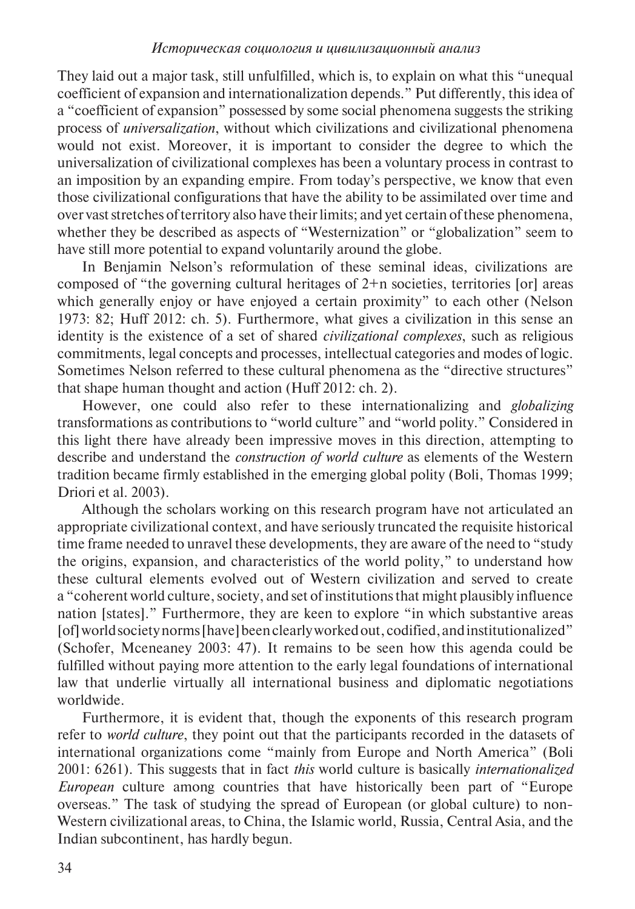They laid out a major task, still unfulfilled, which is, to explain on what this "unequal coefficient of expansion and internationalization depends." Put differently, this idea of a "coefficient of expansion" possessed by some social phenomena suggests the striking process of *universalization*, without which civilizations and civilizational phenomena would not exist. Moreover, it is important to consider the degree to which the universalization of civilizational complexes has been a voluntary process in contrast to an imposition by an expanding empire. From today's perspective, we know that even those civilizational configurations that have the ability to be assimilated over time and over vast stretches of territory also have their limits; and yet certain of these phenomena, whether they be described as aspects of "Westernization" or "globalization" seem to have still more potential to expand voluntarily around the globe.

In Benjamin Nelson's reformulation of these seminal ideas, civilizations are composed of "the governing cultural heritages of 2+n societies, territories [or] areas which generally enjoy or have enjoyed a certain proximity" to each other (Nelson 1973: 82; Huff 2012: ch. 5). Furthermore, what gives a civilization in this sense an identity is the existence of a set of shared *civilizational complexes*, such as religious commitments, legal concepts and processes, intellectual categories and modes of logic. Sometimes Nelson referred to these cultural phenomena as the "directive structures" that shape human thought and action (Huff 2012: ch. 2).

However, one could also refer to these internationalizing and *globalizing* transformations as contributions to "world culture" and "world polity." Considered in this light there have already been impressive moves in this direction, attempting to describe and understand the *construction of world culture* as elements of the Western tradition became firmly established in the emerging global polity (Boli, Thomas 1999; Driori et al. 2003).

Although the scholars working on this research program have not articulated an appropriate civilizational context, and have seriously truncated the requisite historical time frame needed to unravel these developments, they are aware of the need to "study the origins, expansion, and characteristics of the world polity," to understand how these cultural elements evolved out of Western civilization and served to create a "coherent world culture, society, and set of institutions that might plausibly influence nation [states]." Furthermore, they are keen to explore "in which substantive areas [of] world society norms [have] been clearly worked out, codified, and institutionalized" (Schofer, Mceneaney 2003: 47). It remains to be seen how this agenda could be fulfilled without paying more attention to the early legal foundations of international law that underlie virtually all international business and diplomatic negotiations worldwide.

Furthermore, it is evident that, though the exponents of this research program refer to *world culture*, they point out that the participants recorded in the datasets of international organizations come "mainly from Europe and North America" (Boli 2001: 6261). This suggests that in fact *this* world culture is basically *internationalized European* culture among countries that have historically been part of "Europe overseas." The task of studying the spread of European (or global culture) to non-Western civilizational areas, to China, the Islamic world, Russia, Central Asia, and the Indian subcontinent, has hardly begun.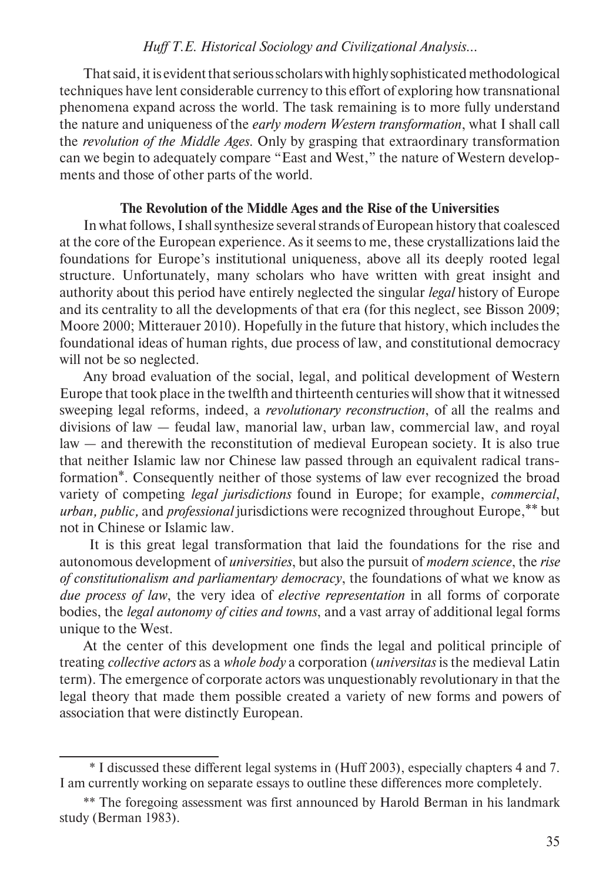That said, it is evident that serious scholars with highly sophisticated methodological techniques have lent considerable currency to this effort of exploring how transnational phenomena expand across the world. The task remaining is to more fully understand the nature and uniqueness of the *early modern Western transformation*, what I shall call the *revolution of the Middle Ages*. Only by grasping that extraordinary transformation can we begin to adequately compare "East and West," the nature of Western developments and those of other parts of the world.

### The Revolution of the Middle Ages and the Rise of the Universities

In what follows, I shall synthesize several strands of European history that coalesced at the core of the European experience. As it seems to me, these crystallizations laid the foundations for Europe's institutional uniqueness, above all its deeply rooted legal structure. Unfortunately, many scholars who have written with great insight and authority about this period have entirely neglected the singular *legal* history of Europe and its centrality to all the developments of that era (for this neglect, see Bisson 2009; Moore 2000; Mitterauer 2010). Hopefully in the future that history, which includes the foundational ideas of human rights, due process of law, and constitutional democracy will not be so neglected.

Any broad evaluation of the social, legal, and political development of Western Europe that took place in the twelfth and thirteenth centuries will show that it witnessed sweeping legal reforms, indeed, a *revolutionary reconstruction*, of all the realms and divisions of law — feudal law, manorial law, urban law, commercial law, and royal law — and therewith the reconstitution of medieval European society. It is also true that neither Islamic law nor Chinese law passed through an equivalent radical transformation*. Consequently neither of those systems of law ever recognized the broad variety of competing *legal jurisdictions* found in Europe; for example, *commercial*, *urban, public,* and *professional* jurisdictions were recognized throughout Europe,** but not in Chinese or Islamic law.

It is this great legal transformation that laid the foundations for the rise and autonomous development of *universities*, but also the pursuit of *modern science*, the *rise of constitutionalism and parliamentary democracy*, the foundations of what we know as *due process of law*, the very idea of *elective representation* in all forms of corporate bodies, the *legal autonomy of cities and towns*, and a vast array of additional legal forms unique to the West.

At the center of this development one finds the legal and political principle of treating *collective actors* as a *whole body* a corporation (*universitas* is the medieval Latin term). The emergence of corporate actors was unquestionably revolutionary in that the legal theory that made them possible created a variety of new forms and powers of association that were distinctly European.

---

\* I discussed these different legal systems in (Huff 2003), especially chapters 4 and 7. I am currently working on separate essays to outline these differences more completely.

\** The foregoing assessment was first announced by Harold Berman in his landmark study (Berman 1983).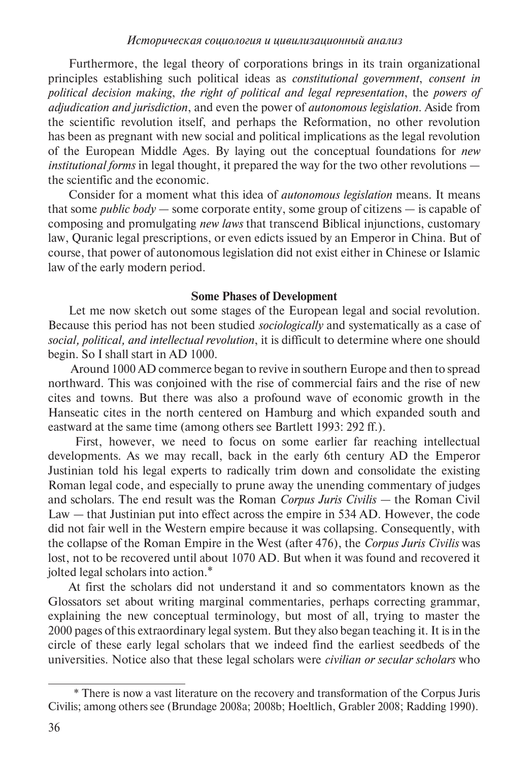Furthermore, the legal theory of corporations brings in its train organizational principles establishing such political ideas as *constitutional government*, *consent in political decision making*, *the right of political and legal representation*, the *powers of adjudication and jurisdiction*, and even the power of *autonomous legislation*. Aside from the scientific revolution itself, and perhaps the Reformation, no other revolution has been as pregnant with new social and political implications as the legal revolution of the European Middle Ages. By laying out the conceptual foundations for *new institutional forms* in legal thought, it prepared the way for the two other revolutions — the scientific and the economic.

Consider for a moment what this idea of *autonomous legislation* means. It means that some *public body* — some corporate entity, some group of citizens — is capable of composing and promulgating *new laws* that transcend Biblical injunctions, customary law, Quranic legal prescriptions, or even edicts issued by an Emperor in China. But of course, that power of autonomous legislation did not exist either in Chinese or Islamic law of the early modern period.

## Some Phases of Development

Let me now sketch out some stages of the European legal and social revolution. Because this period has not been studied *sociologically* and systematically as a case of *social, political, and intellectual revolution*, it is difficult to determine where one should begin. So I shall start in AD 1000.

Around 1000 AD commerce began to revive in southern Europe and then to spread northward. This was conjoined with the rise of commercial fairs and the rise of new cites and towns. But there was also a profound wave of economic growth in the Hanseatic cites in the north centered on Hamburg and which expanded south and eastward at the same time (among others see Bartlett 1993: 292 ff.).

First, however, we need to focus on some earlier far reaching intellectual developments. As we may recall, back in the early 6th century AD the Emperor Justinian told his legal experts to radically trim down and consolidate the existing Roman legal code, and especially to prune away the unending commentary of judges and scholars. The end result was the Roman *Corpus Juris Civilis* — the Roman Civil Law — that Justinian put into effect across the empire in 534 AD. However, the code did not fair well in the Western empire because it was collapsing. Consequently, with the collapse of the Roman Empire in the West (after 476), the *Corpus Juris Civilis* was lost, not to be recovered until about 1070 AD. But when it was found and recovered it jolted legal scholars into action.*

At first the scholars did not understand it and so commentators known as the Glossators set about writing marginal commentaries, perhaps correcting grammar, explaining the new conceptual terminology, but most of all, trying to master the 2000 pages of this extraordinary legal system. But they also began teaching it. It is in the circle of these early legal scholars that we indeed find the earliest seedbeds of the universities. Notice also that these legal scholars were *civilian or secular scholars* who

---

\* There is now a vast literature on the recovery and transformation of the Corpus Juris Civilis; among others see (Brundage 2008a; 2008b; Hoeltlich, Grabler 2008; Radding 1990).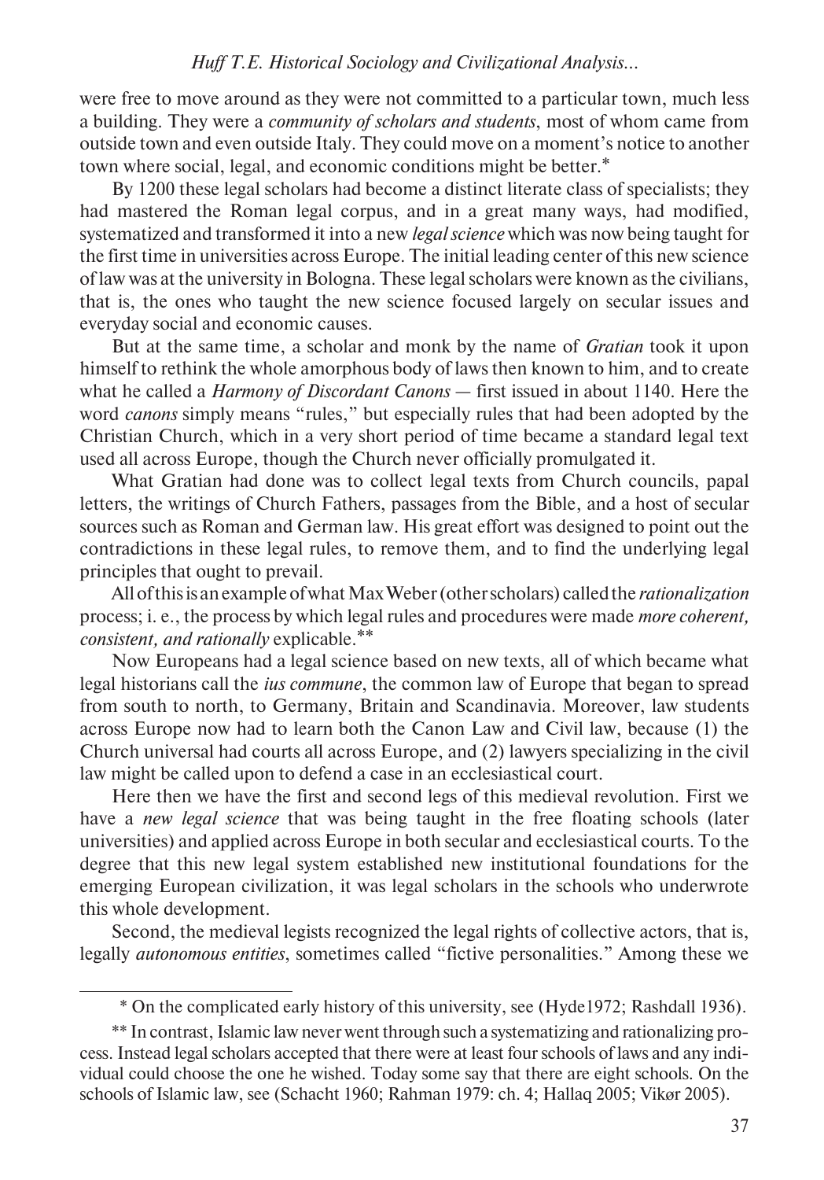were free to move around as they were not committed to a particular town, much less a building. They were a *community of scholars and students*, most of whom came from outside town and even outside Italy. They could move on a moment's notice to another town where social, legal, and economic conditions might be better.*

By 1200 these legal scholars had become a distinct literate class of specialists; they had mastered the Roman legal corpus, and in a great many ways, had modified, systematized and transformed it into a new *legal science* which was now being taught for the first time in universities across Europe. The initial leading center of this new science of law was at the university in Bologna. These legal scholars were known as the civilians, that is, the ones who taught the new science focused largely on secular issues and everyday social and economic causes.

But at the same time, a scholar and monk by the name of *Gratian* took it upon himself to rethink the whole amorphous body of laws then known to him, and to create what he called a *Harmony of Discordant Canons* — first issued in about 1140. Here the word *canons* simply means "rules," but especially rules that had been adopted by the Christian Church, which in a very short period of time became a standard legal text used all across Europe, though the Church never officially promulgated it.

What Gratian had done was to collect legal texts from Church councils, papal letters, the writings of Church Fathers, passages from the Bible, and a host of secular sources such as Roman and German law. His great effort was designed to point out the contradictions in these legal rules, to remove them, and to find the underlying legal principles that ought to prevail.

All of this is an example of what Max Weber (other scholars) called the *rationalization* process; i. e., the process by which legal rules and procedures were made *more coherent, consistent, and rationally* explicable.**

Now Europeans had a legal science based on new texts, all of which became what legal historians call the *ius commune*, the common law of Europe that began to spread from south to north, to Germany, Britain and Scandinavia. Moreover, law students across Europe now had to learn both the Canon Law and Civil law, because (1) the Church universal had courts all across Europe, and (2) lawyers specializing in the civil law might be called upon to defend a case in an ecclesiastical court.

Here then we have the first and second legs of this medieval revolution. First we have a *new legal science* that was being taught in the free floating schools (later universities) and applied across Europe in both secular and ecclesiastical courts. To the degree that this new legal system established new institutional foundations for the emerging European civilization, it was legal scholars in the schools who underwrote this whole development.

Second, the medieval legists recognized the legal rights of collective actors, that is, legally *autonomous entities*, sometimes called "fictive personalities." Among these we

---

* On the complicated early history of this university, see (Hyde1972; Rashdall 1936).

** In contrast, Islamic law never went through such a systematizing and rationalizing process. Instead legal scholars accepted that there were at least four schools of laws and any individual could choose the one he wished. Today some say that there are eight schools. On the schools of Islamic law, see (Schacht 1960; Rahman 1979: ch. 4; Hallaq 2005; Vikør 2005).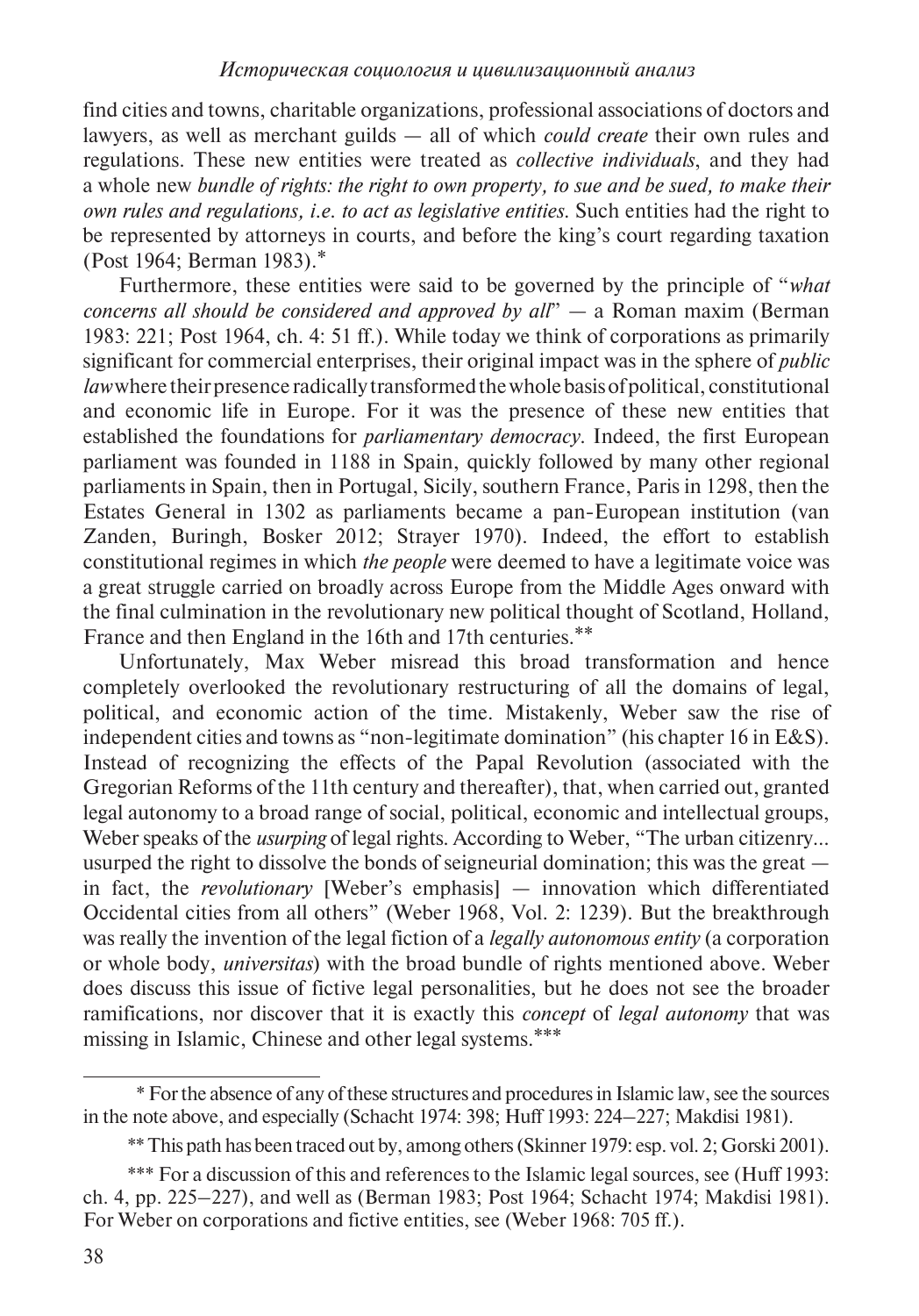find cities and towns, charitable organizations, professional associations of doctors and lawyers, as well as merchant guilds — all of which *could create* their own rules and regulations. These new entities were treated as *collective individuals*, and they had a whole new *bundle of rights: the right to own property, to sue and be sued, to make their own rules and regulations, i.e. to act as legislative entities.* Such entities had the right to be represented by attorneys in courts, and before the king's court regarding taxation (Post 1964; Berman 1983).*

Furthermore, these entities were said to be governed by the principle of "*what concerns all should be considered and approved by all*" — a Roman maxim (Berman 1983: 221; Post 1964, ch. 4: 51 ff.). While today we think of corporations as primarily significant for commercial enterprises, their original impact was in the sphere of *public law* where their presence radically transformed the whole basis of political, constitutional and economic life in Europe. For it was the presence of these new entities that established the foundations for *parliamentary democracy*. Indeed, the first European parliament was founded in 1188 in Spain, quickly followed by many other regional parliaments in Spain, then in Portugal, Sicily, southern France, Paris in 1298, then the Estates General in 1302 as parliaments became a pan-European institution (van Zanden, Buringh, Bosker 2012; Strayer 1970). Indeed, the effort to establish constitutional regimes in which *the people* were deemed to have a legitimate voice was a great struggle carried on broadly across Europe from the Middle Ages onward with the final culmination in the revolutionary new political thought of Scotland, Holland, France and then England in the 16th and 17th centuries.**

Unfortunately, Max Weber misread this broad transformation and hence completely overlooked the revolutionary restructuring of all the domains of legal, political, and economic action of the time. Mistakenly, Weber saw the rise of independent cities and towns as "non-legitimate domination" (his chapter 16 in E&S). Instead of recognizing the effects of the Papal Revolution (associated with the Gregorian Reforms of the 11th century and thereafter), that, when carried out, granted legal autonomy to a broad range of social, political, economic and intellectual groups, Weber speaks of the *usurping* of legal rights. According to Weber, "The urban citizenry... usurped the right to dissolve the bonds of seigneurial domination; this was the great — in fact, the *revolutionary* [Weber's emphasis] — innovation which differentiated Occidental cities from all others" (Weber 1968, Vol. 2: 1239). But the breakthrough was really the invention of the legal fiction of a *legally autonomous entity* (a corporation or whole body, *universitas*) with the broad bundle of rights mentioned above. Weber does discuss this issue of fictive legal personalities, but he does not see the broader ramifications, nor discover that it is exactly this *concept* of *legal autonomy* that was missing in Islamic, Chinese and other legal systems.***

---

\* For the absence of any of these structures and procedures in Islamic law, see the sources in the note above, and especially (Schacht 1974: 398; Huff 1993: 224–227; Makdisi 1981).

\*\* This path has been traced out by, among others (Skinner 1979: esp. vol. 2; Gorski 2001).

\*\*\* For a discussion of this and references to the Islamic legal sources, see (Huff 1993: ch. 4, pp. 225–227), and well as (Berman 1983; Post 1964; Schacht 1974; Makdisi 1981). For Weber on corporations and fictive entities, see (Weber 1968: 705 ff.).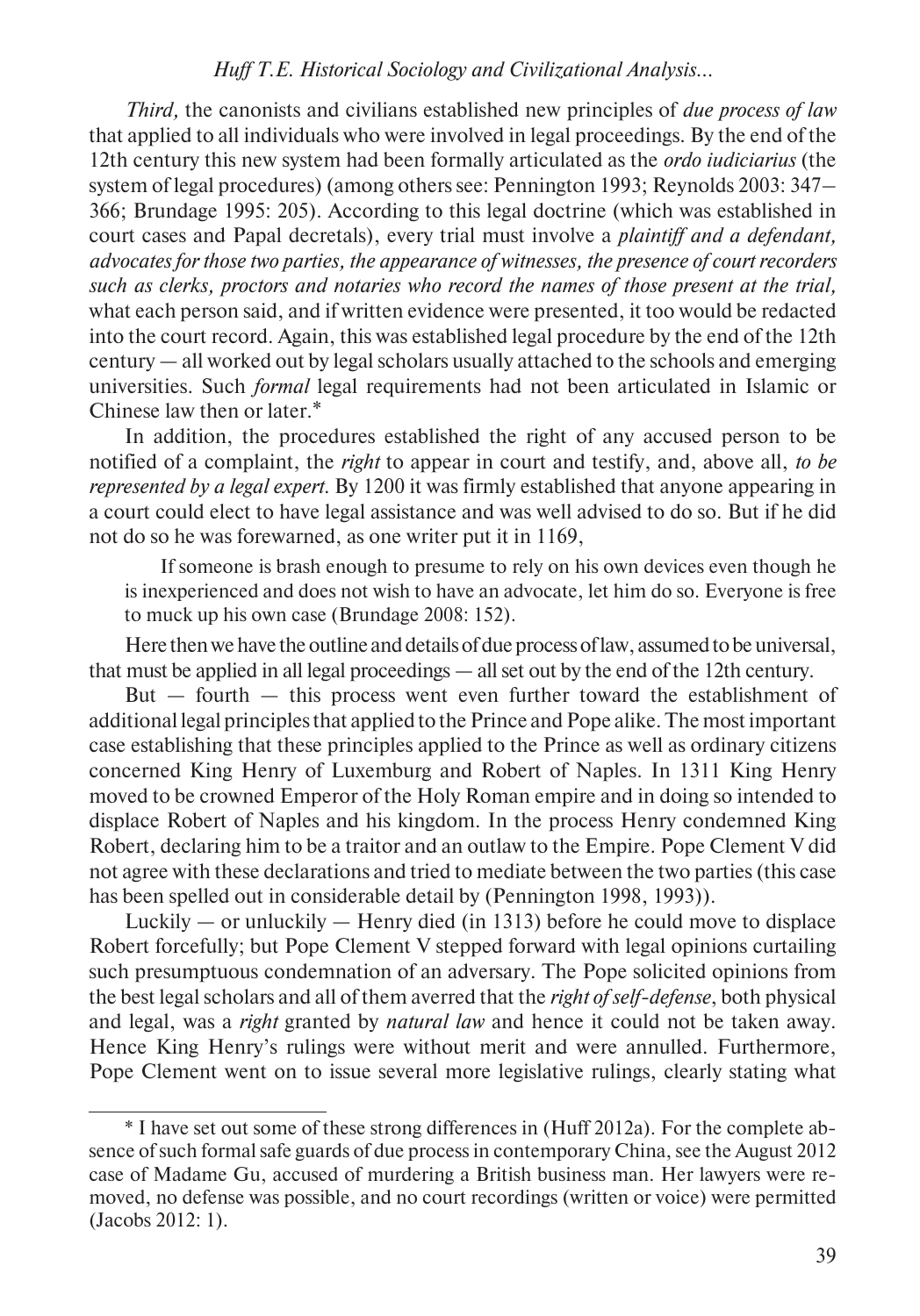*Third,* the canonists and civilians established new principles of *due process of law* that applied to all individuals who were involved in legal proceedings. By the end of the 12th century this new system had been formally articulated as the *ordo iudiciarius* (the system of legal procedures) (among others see: Pennington 1993; Reynolds 2003: 347–366; Brundage 1995: 205). According to this legal doctrine (which was established in court cases and Papal decretals), every trial must involve a *plaintiff and a defendant, advocates for those two parties, the appearance of witnesses, the presence of court recorders such as clerks, proctors and notaries who record the names of those present at the trial,* what each person said, and if written evidence were presented, it too would be redacted into the court record. Again, this was established legal procedure by the end of the 12th century — all worked out by legal scholars usually attached to the schools and emerging universities. Such *formal* legal requirements had not been articulated in Islamic or Chinese law then or later.*

In addition, the procedures established the right of any accused person to be notified of a complaint, the *right* to appear in court and testify, and, above all, *to be represented by a legal expert.* By 1200 it was firmly established that anyone appearing in a court could elect to have legal assistance and was well advised to do so. But if he did not do so he was forewarned, as one writer put it in 1169,

> If someone is brash enough to presume to rely on his own devices even though he is inexperienced and does not wish to have an advocate, let him do so. Everyone is free to muck up his own case (Brundage 2008: 152).

Here then we have the outline and details of due process of law, assumed to be universal, that must be applied in all legal proceedings — all set out by the end of the 12th century.

But — fourth — this process went even further toward the establishment of additional legal principles that applied to the Prince and Pope alike. The most important case establishing that these principles applied to the Prince as well as ordinary citizens concerned King Henry of Luxemburg and Robert of Naples. In 1311 King Henry moved to be crowned Emperor of the Holy Roman empire and in doing so intended to displace Robert of Naples and his kingdom. In the process Henry condemned King Robert, declaring him to be a traitor and an outlaw to the Empire. Pope Clement V did not agree with these declarations and tried to mediate between the two parties (this case has been spelled out in considerable detail by (Pennington 1998, 1993)).

Luckily — or unluckily — Henry died (in 1313) before he could move to displace Robert forcefully; but Pope Clement V stepped forward with legal opinions curtailing such presumptuous condemnation of an adversary. The Pope solicited opinions from the best legal scholars and all of them averred that the *right of self-defense*, both physical and legal, was a *right* granted by *natural law* and hence it could not be taken away. Hence King Henry's rulings were without merit and were annulled. Furthermore, Pope Clement went on to issue several more legislative rulings, clearly stating what

---

* I have set out some of these strong differences in (Huff 2012a). For the complete absence of such formal safe guards of due process in contemporary China, see the August 2012 case of Madame Gu, accused of murdering a British business man. Her lawyers were removed, no defense was possible, and no court recordings (written or voice) were permitted (Jacobs 2012: 1).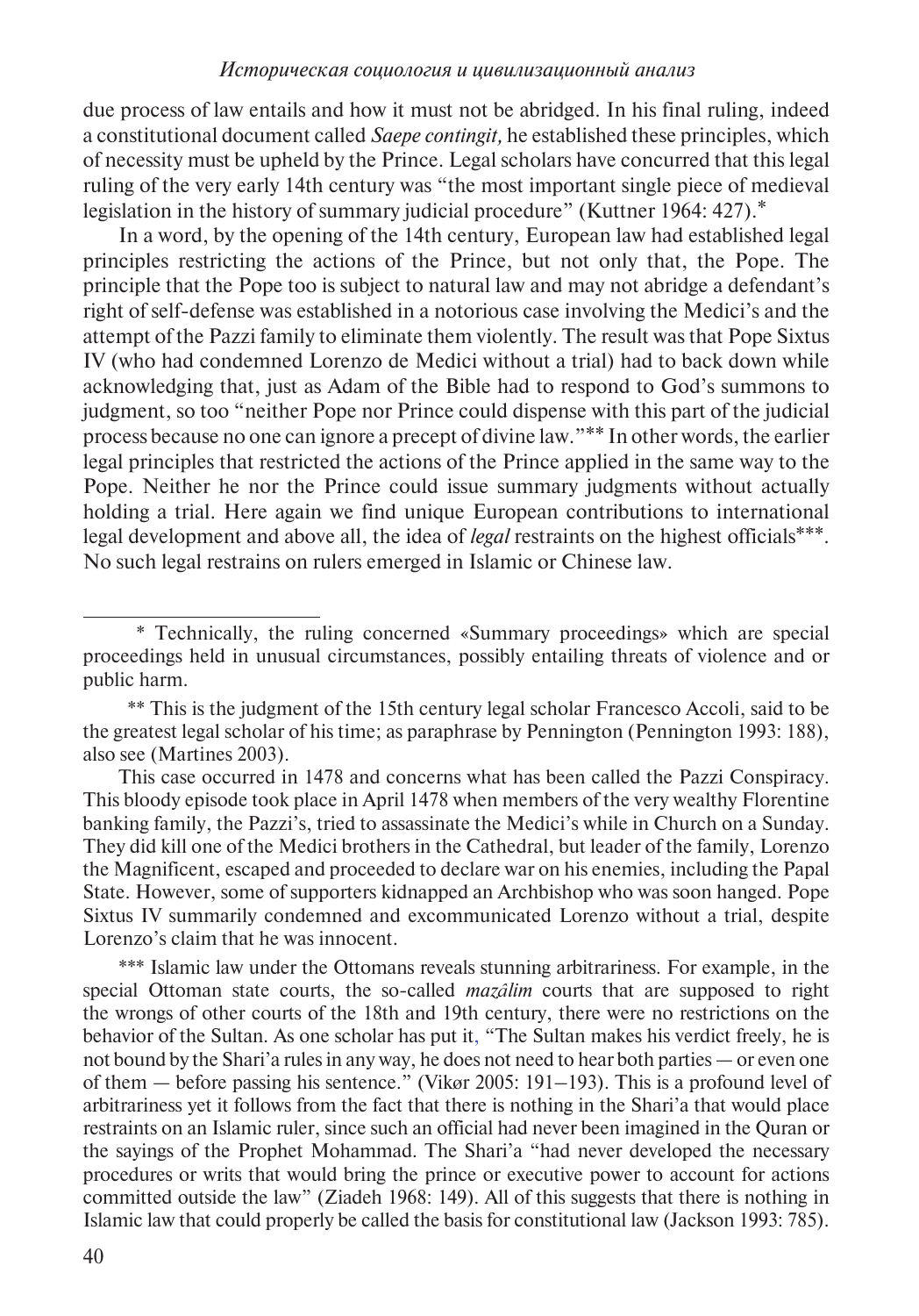due process of law entails and how it must not be abridged. In his final ruling, indeed a constitutional document called *Saepe contingit,* he established these principles, which of necessity must be upheld by the Prince. Legal scholars have concurred that this legal ruling of the very early 14th century was "the most important single piece of medieval legislation in the history of summary judicial procedure" (Kuttner 1964: 427).*

In a word, by the opening of the 14th century, European law had established legal principles restricting the actions of the Prince, but not only that, the Pope. The principle that the Pope too is subject to natural law and may not abridge a defendant's right of self-defense was established in a notorious case involving the Medici's and the attempt of the Pazzi family to eliminate them violently. The result was that Pope Sixtus IV (who had condemned Lorenzo de Medici without a trial) had to back down while acknowledging that, just as Adam of the Bible had to respond to God's summons to judgment, so too "neither Pope nor Prince could dispense with this part of the judicial process because no one can ignore a precept of divine law."** In other words, the earlier legal principles that restricted the actions of the Prince applied in the same way to the Pope. Neither he nor the Prince could issue summary judgments without actually holding a trial. Here again we find unique European contributions to international legal development and above all, the idea of *legal* restraints on the highest officials***. No such legal restrains on rulers emerged in Islamic or Chinese law.

---

\* Technically, the ruling concerned «Summary proceedings» which are special proceedings held in unusual circumstances, possibly entailing threats of violence and or public harm.

\*\* This is the judgment of the 15th century legal scholar Francesco Accoli, said to be the greatest legal scholar of his time; as paraphrase by Pennington (Pennington 1993: 188), also see (Martines 2003).

This case occurred in 1478 and concerns what has been called the Pazzi Conspiracy. This bloody episode took place in April 1478 when members of the very wealthy Florentine banking family, the Pazzi's, tried to assassinate the Medici's while in Church on a Sunday. They did kill one of the Medici brothers in the Cathedral, but leader of the family, Lorenzo the Magnificent, escaped and proceeded to declare war on his enemies, including the Papal State. However, some of supporters kidnapped an Archbishop who was soon hanged. Pope Sixtus IV summarily condemned and excommunicated Lorenzo without a trial, despite Lorenzo's claim that he was innocent.

\*\*\* Islamic law under the Ottomans reveals stunning arbitrariness. For example, in the special Ottoman state courts, the so-called *mazâlim* courts that are supposed to right the wrongs of other courts of the 18th and 19th century, there were no restrictions on the behavior of the Sultan. As one scholar has put it, "The Sultan makes his verdict freely, he is not bound by the Shari'a rules in any way, he does not need to hear both parties — or even one of them — before passing his sentence." (Vikør 2005: 191–193). This is a profound level of arbitrariness yet it follows from the fact that there is nothing in the Shari'a that would place restraints on an Islamic ruler, since such an official had never been imagined in the Quran or the sayings of the Prophet Mohammad. The Shari'a "had never developed the necessary procedures or writs that would bring the prince or executive power to account for actions committed outside the law" (Ziadeh 1968: 149). All of this suggests that there is nothing in Islamic law that could properly be called the basis for constitutional law (Jackson 1993: 785).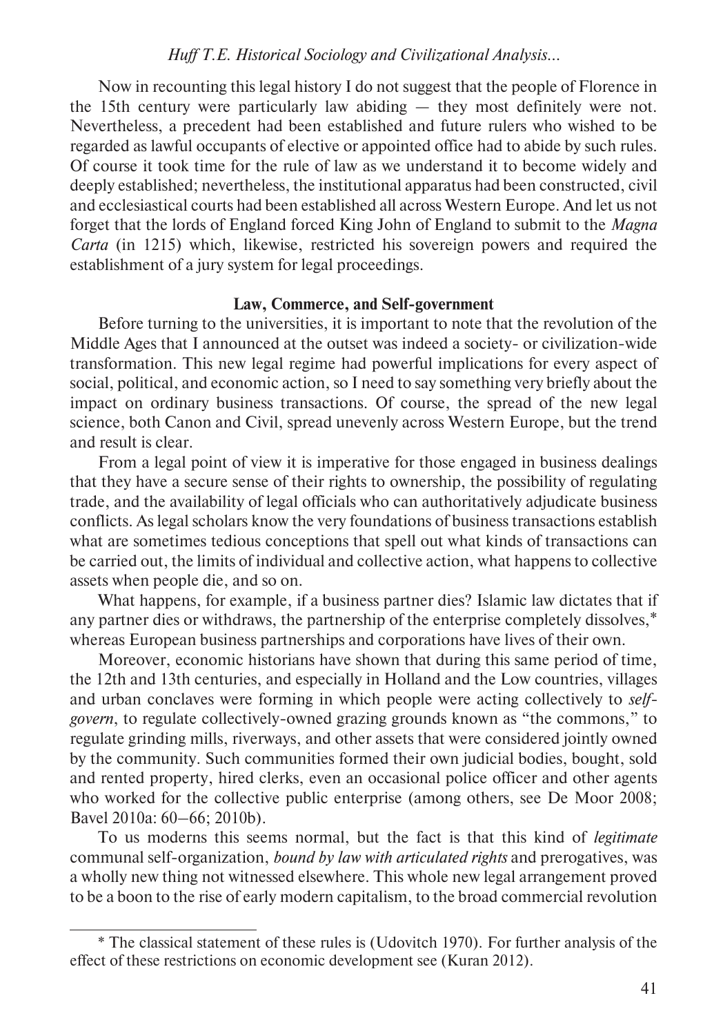Now in recounting this legal history I do not suggest that the people of Florence in the 15th century were particularly law abiding — they most definitely were not. Nevertheless, a precedent had been established and future rulers who wished to be regarded as lawful occupants of elective or appointed office had to abide by such rules. Of course it took time for the rule of law as we understand it to become widely and deeply established; nevertheless, the institutional apparatus had been constructed, civil and ecclesiastical courts had been established all across Western Europe. And let us not forget that the lords of England forced King John of England to submit to the *Magna Carta* (in 1215) which, likewise, restricted his sovereign powers and required the establishment of a jury system for legal proceedings.

## Law, Commerce, and Self-government

Before turning to the universities, it is important to note that the revolution of the Middle Ages that I announced at the outset was indeed a society- or civilization-wide transformation. This new legal regime had powerful implications for every aspect of social, political, and economic action, so I need to say something very briefly about the impact on ordinary business transactions. Of course, the spread of the new legal science, both Canon and Civil, spread unevenly across Western Europe, but the trend and result is clear.

From a legal point of view it is imperative for those engaged in business dealings that they have a secure sense of their rights to ownership, the possibility of regulating trade, and the availability of legal officials who can authoritatively adjudicate business conflicts. As legal scholars know the very foundations of business transactions establish what are sometimes tedious conceptions that spell out what kinds of transactions can be carried out, the limits of individual and collective action, what happens to collective assets when people die, and so on.

What happens, for example, if a business partner dies? Islamic law dictates that if any partner dies or withdraws, the partnership of the enterprise completely dissolves,* whereas European business partnerships and corporations have lives of their own.

Moreover, economic historians have shown that during this same period of time, the 12th and 13th centuries, and especially in Holland and the Low countries, villages and urban conclaves were forming in which people were acting collectively to *self-govern*, to regulate collectively-owned grazing grounds known as "the commons," to regulate grinding mills, riverways, and other assets that were considered jointly owned by the community. Such communities formed their own judicial bodies, bought, sold and rented property, hired clerks, even an occasional police officer and other agents who worked for the collective public enterprise (among others, see De Moor 2008; Bavel 2010a: 60–66; 2010b).

To us moderns this seems normal, but the fact is that this kind of *legitimate* communal self-organization, *bound by law with articulated rights* and prerogatives, was a wholly new thing not witnessed elsewhere. This whole new legal arrangement proved to be a boon to the rise of early modern capitalism, to the broad commercial revolution

---

* The classical statement of these rules is (Udovitch 1970). For further analysis of the effect of these restrictions on economic development see (Kuran 2012).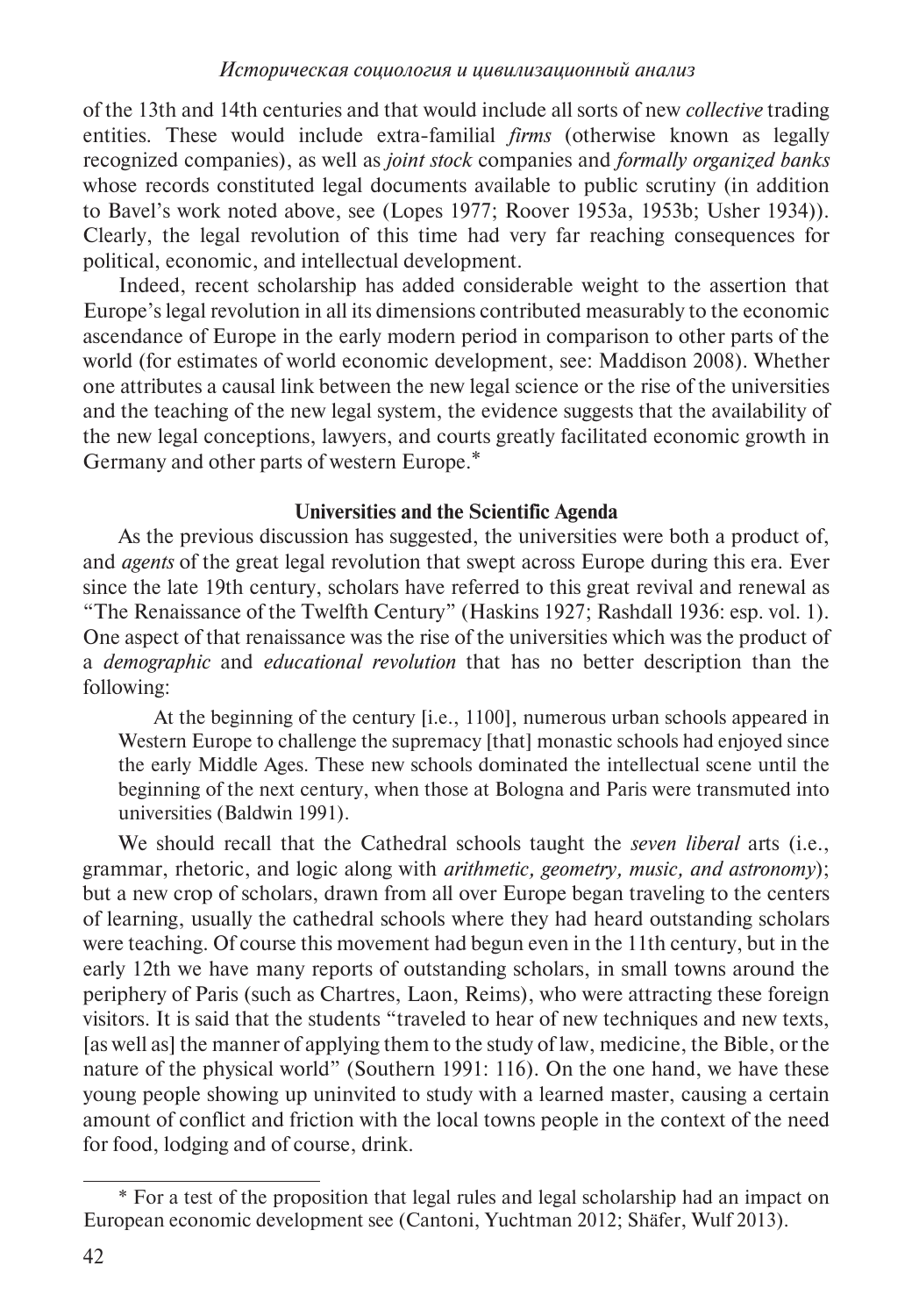of the 13th and 14th centuries and that would include all sorts of new *collective* trading entities. These would include extra-familial *firms* (otherwise known as legally recognized companies), as well as *joint stock* companies and *formally organized banks* whose records constituted legal documents available to public scrutiny (in addition to Bavel's work noted above, see (Lopes 1977; Roover 1953a, 1953b; Usher 1934)). Clearly, the legal revolution of this time had very far reaching consequences for political, economic, and intellectual development.

Indeed, recent scholarship has added considerable weight to the assertion that Europe's legal revolution in all its dimensions contributed measurably to the economic ascendance of Europe in the early modern period in comparison to other parts of the world (for estimates of world economic development, see: Maddison 2008). Whether one attributes a causal link between the new legal science or the rise of the universities and the teaching of the new legal system, the evidence suggests that the availability of the new legal conceptions, lawyers, and courts greatly facilitated economic growth in Germany and other parts of western Europe.*

### Universities and the Scientific Agenda

As the previous discussion has suggested, the universities were both a product of, and *agents* of the great legal revolution that swept across Europe during this era. Ever since the late 19th century, scholars have referred to this great revival and renewal as "The Renaissance of the Twelfth Century" (Haskins 1927; Rashdall 1936: esp. vol. 1). One aspect of that renaissance was the rise of the universities which was the product of a *demographic* and *educational revolution* that has no better description than the following:

> At the beginning of the century [i.e., 1100], numerous urban schools appeared in Western Europe to challenge the supremacy [that] monastic schools had enjoyed since the early Middle Ages. These new schools dominated the intellectual scene until the beginning of the next century, when those at Bologna and Paris were transmuted into universities (Baldwin 1991).

We should recall that the Cathedral schools taught the *seven liberal* arts (i.e., grammar, rhetoric, and logic along with *arithmetic, geometry, music, and astronomy*); but a new crop of scholars, drawn from all over Europe began traveling to the centers of learning, usually the cathedral schools where they had heard outstanding scholars were teaching. Of course this movement had begun even in the 11th century, but in the early 12th we have many reports of outstanding scholars, in small towns around the periphery of Paris (such as Chartres, Laon, Reims), who were attracting these foreign visitors. It is said that the students "traveled to hear of new techniques and new texts, [as well as] the manner of applying them to the study of law, medicine, the Bible, or the nature of the physical world" (Southern 1991: 116). On the one hand, we have these young people showing up uninvited to study with a learned master, causing a certain amount of conflict and friction with the local towns people in the context of the need for food, lodging and of course, drink.

---

* For a test of the proposition that legal rules and legal scholarship had an impact on European economic development see (Cantoni, Yuchtman 2012; Shäfer, Wulf 2013).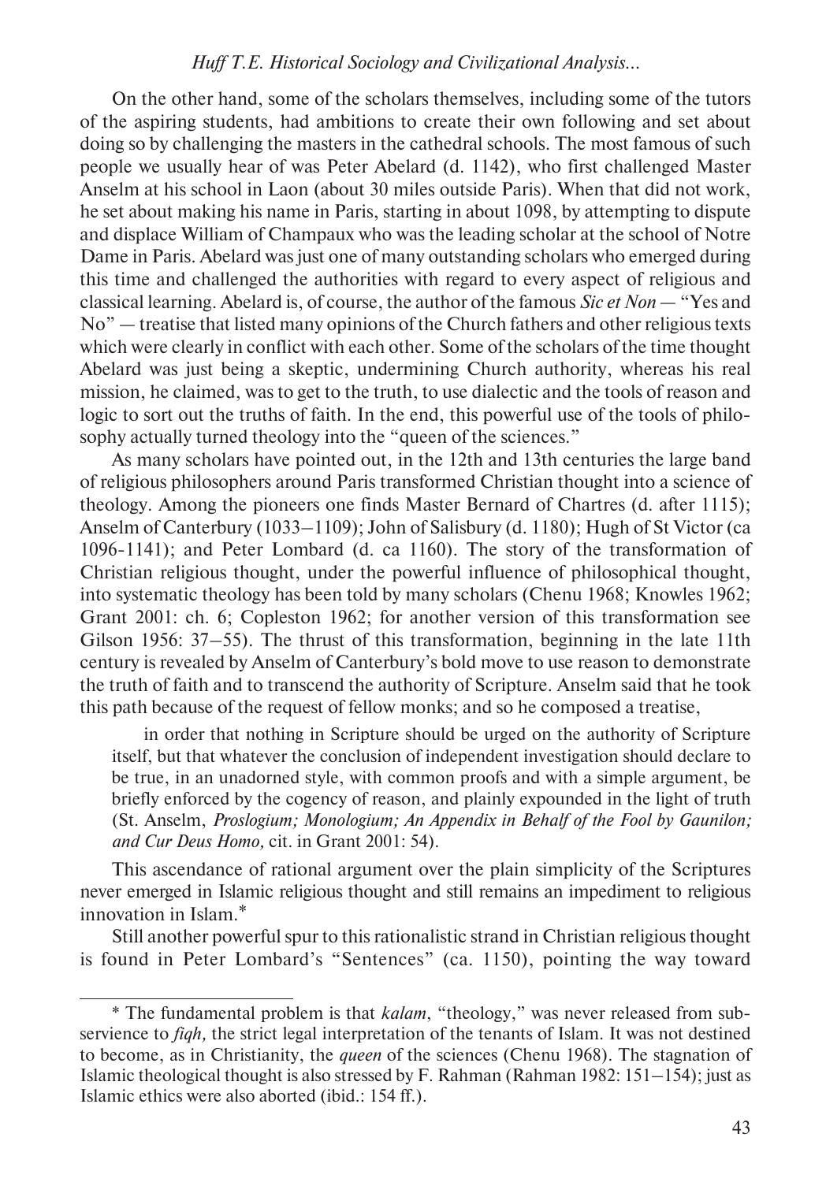On the other hand, some of the scholars themselves, including some of the tutors of the aspiring students, had ambitions to create their own following and set about doing so by challenging the masters in the cathedral schools. The most famous of such people we usually hear of was Peter Abelard (d. 1142), who first challenged Master Anselm at his school in Laon (about 30 miles outside Paris). When that did not work, he set about making his name in Paris, starting in about 1098, by attempting to dispute and displace William of Champaux who was the leading scholar at the school of Notre Dame in Paris. Abelard was just one of many outstanding scholars who emerged during this time and challenged the authorities with regard to every aspect of religious and classical learning. Abelard is, of course, the author of the famous *Sic et Non* — "Yes and No" — treatise that listed many opinions of the Church fathers and other religious texts which were clearly in conflict with each other. Some of the scholars of the time thought Abelard was just being a skeptic, undermining Church authority, whereas his real mission, he claimed, was to get to the truth, to use dialectic and the tools of reason and logic to sort out the truths of faith. In the end, this powerful use of the tools of philosophy actually turned theology into the "queen of the sciences."

As many scholars have pointed out, in the 12th and 13th centuries the large band of religious philosophers around Paris transformed Christian thought into a science of theology. Among the pioneers one finds Master Bernard of Chartres (d. after 1115); Anselm of Canterbury (1033–1109); John of Salisbury (d. 1180); Hugh of St Victor (ca 1096-1141); and Peter Lombard (d. ca 1160). The story of the transformation of Christian religious thought, under the powerful influence of philosophical thought, into systematic theology has been told by many scholars (Chenu 1968; Knowles 1962; Grant 2001: ch. 6; Copleston 1962; for another version of this transformation see Gilson 1956: 37–55). The thrust of this transformation, beginning in the late 11th century is revealed by Anselm of Canterbury's bold move to use reason to demonstrate the truth of faith and to transcend the authority of Scripture. Anselm said that he took this path because of the request of fellow monks; and so he composed a treatise,

> in order that nothing in Scripture should be urged on the authority of Scripture itself, but that whatever the conclusion of independent investigation should declare to be true, in an unadorned style, with common proofs and with a simple argument, be briefly enforced by the cogency of reason, and plainly expounded in the light of truth (St. Anselm, *Proslogium; Monologium; An Appendix in Behalf of the Fool by Gaunilon; and Cur Deus Homo,* cit. in Grant 2001: 54).

This ascendance of rational argument over the plain simplicity of the Scriptures never emerged in Islamic religious thought and still remains an impediment to religious innovation in Islam.*

Still another powerful spur to this rationalistic strand in Christian religious thought is found in Peter Lombard's "Sentences" (ca. 1150), pointing the way toward

---

* The fundamental problem is that *kalam*, "theology," was never released from subservience to *fiqh,* the strict legal interpretation of the tenants of Islam. It was not destined to become, as in Christianity, the *queen* of the sciences (Chenu 1968). The stagnation of Islamic theological thought is also stressed by F. Rahman (Rahman 1982: 151–154); just as Islamic ethics were also aborted (ibid.: 154 ff.).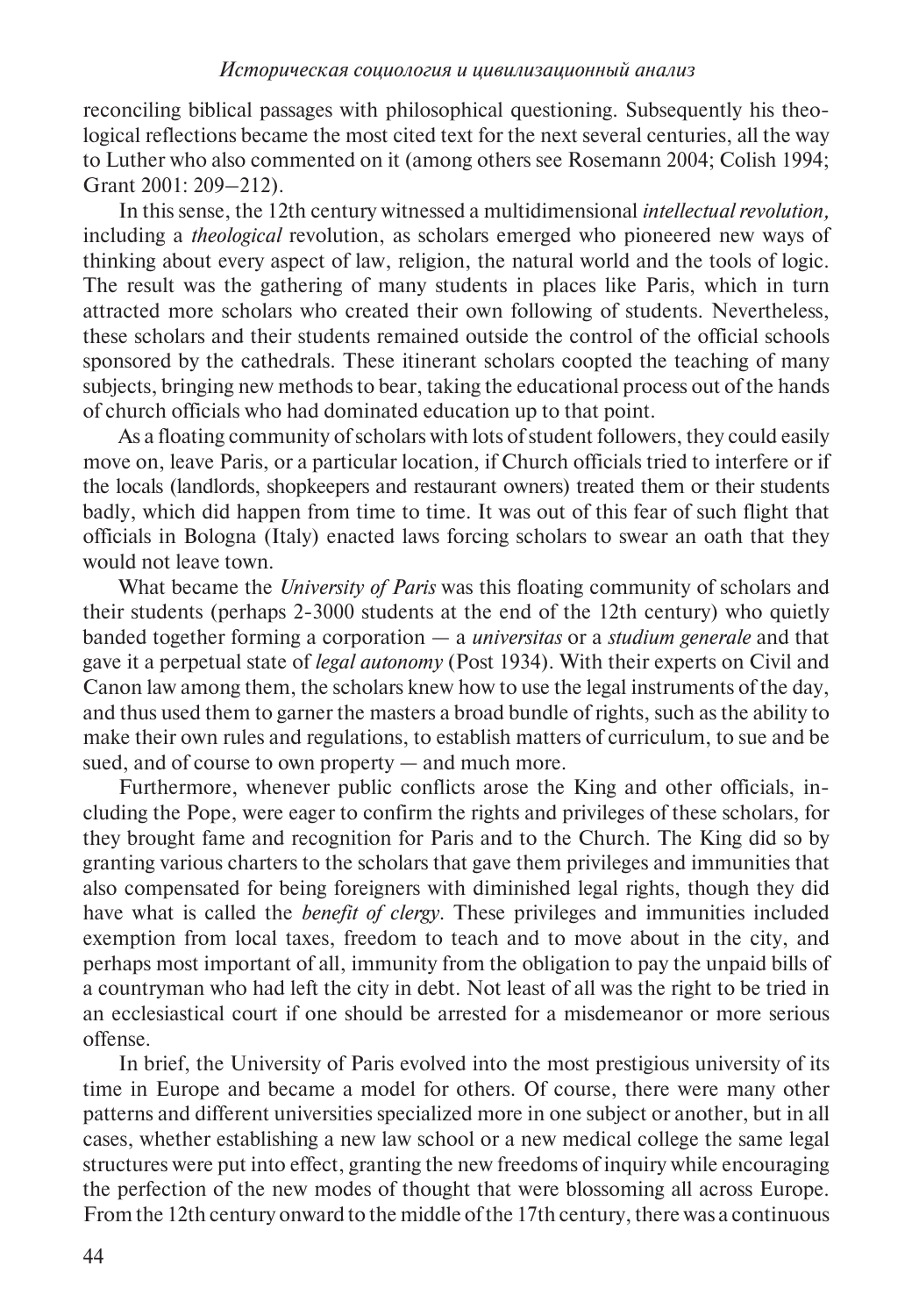reconciling biblical passages with philosophical questioning. Subsequently his theological reflections became the most cited text for the next several centuries, all the way to Luther who also commented on it (among others see Rosemann 2004; Colish 1994; Grant 2001: 209–212).

In this sense, the 12th century witnessed a multidimensional *intellectual revolution,* including a *theological* revolution, as scholars emerged who pioneered new ways of thinking about every aspect of law, religion, the natural world and the tools of logic. The result was the gathering of many students in places like Paris, which in turn attracted more scholars who created their own following of students. Nevertheless, these scholars and their students remained outside the control of the official schools sponsored by the cathedrals. These itinerant scholars coopted the teaching of many subjects, bringing new methods to bear, taking the educational process out of the hands of church officials who had dominated education up to that point.

As a floating community of scholars with lots of student followers, they could easily move on, leave Paris, or a particular location, if Church officials tried to interfere or if the locals (landlords, shopkeepers and restaurant owners) treated them or their students badly, which did happen from time to time. It was out of this fear of such flight that officials in Bologna (Italy) enacted laws forcing scholars to swear an oath that they would not leave town.

What became the *University of Paris* was this floating community of scholars and their students (perhaps 2-3000 students at the end of the 12th century) who quietly banded together forming a corporation — a *universitas* or a *studium generale* and that gave it a perpetual state of *legal autonomy* (Post 1934). With their experts on Civil and Canon law among them, the scholars knew how to use the legal instruments of the day, and thus used them to garner the masters a broad bundle of rights, such as the ability to make their own rules and regulations, to establish matters of curriculum, to sue and be sued, and of course to own property — and much more.

Furthermore, whenever public conflicts arose the King and other officials, including the Pope, were eager to confirm the rights and privileges of these scholars, for they brought fame and recognition for Paris and to the Church. The King did so by granting various charters to the scholars that gave them privileges and immunities that also compensated for being foreigners with diminished legal rights, though they did have what is called the *benefit of clergy*. These privileges and immunities included exemption from local taxes, freedom to teach and to move about in the city, and perhaps most important of all, immunity from the obligation to pay the unpaid bills of a countryman who had left the city in debt. Not least of all was the right to be tried in an ecclesiastical court if one should be arrested for a misdemeanor or more serious offense.

In brief, the University of Paris evolved into the most prestigious university of its time in Europe and became a model for others. Of course, there were many other patterns and different universities specialized more in one subject or another, but in all cases, whether establishing a new law school or a new medical college the same legal structures were put into effect, granting the new freedoms of inquiry while encouraging the perfection of the new modes of thought that were blossoming all across Europe. From the 12th century onward to the middle of the 17th century, there was a continuous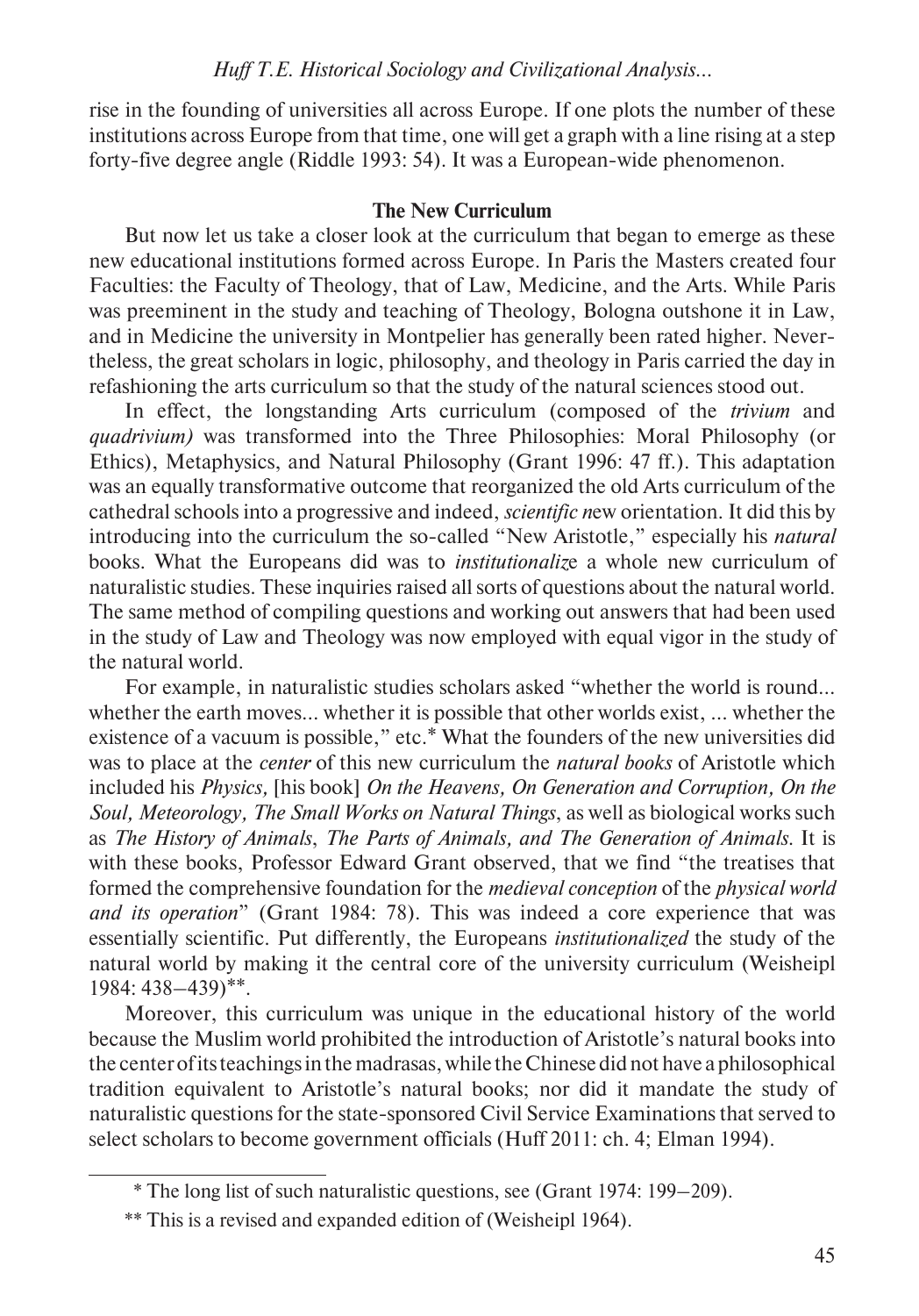rise in the founding of universities all across Europe. If one plots the number of these institutions across Europe from that time, one will get a graph with a line rising at a step forty-five degree angle (Riddle 1993: 54). It was a European-wide phenomenon.

### The New Curriculum

But now let us take a closer look at the curriculum that began to emerge as these new educational institutions formed across Europe. In Paris the Masters created four Faculties: the Faculty of Theology, that of Law, Medicine, and the Arts. While Paris was preeminent in the study and teaching of Theology, Bologna outshone it in Law, and in Medicine the university in Montpelier has generally been rated higher. Nevertheless, the great scholars in logic, philosophy, and theology in Paris carried the day in refashioning the arts curriculum so that the study of the natural sciences stood out.

In effect, the longstanding Arts curriculum (composed of the *trivium* and *quadrivium)* was transformed into the Three Philosophies: Moral Philosophy (or Ethics), Metaphysics, and Natural Philosophy (Grant 1996: 47 ff.). This adaptation was an equally transformative outcome that reorganized the old Arts curriculum of the cathedral schools into a progressive and indeed, *scientific n*ew orientation. It did this by introducing into the curriculum the so-called "New Aristotle," especially his *natural* books. What the Europeans did was to *institutionaliz*e a whole new curriculum of naturalistic studies. These inquiries raised all sorts of questions about the natural world. The same method of compiling questions and working out answers that had been used in the study of Law and Theology was now employed with equal vigor in the study of the natural world.

For example, in naturalistic studies scholars asked "whether the world is round... whether the earth moves... whether it is possible that other worlds exist, ... whether the existence of a vacuum is possible," etc.* What the founders of the new universities did was to place at the *center* of this new curriculum the *natural books* of Aristotle which included his *Physics,* [his book] *On the Heavens, On Generation and Corruption, On the Soul, Meteorology, The Small Works on Natural Things*, as well as biological works such as *The History of Animals*, *The Parts of Animals, and The Generation of Animals.* It is with these books, Professor Edward Grant observed, that we find "the treatises that formed the comprehensive foundation for the *medieval conception* of the *physical world and its operation*" (Grant 1984: 78). This was indeed a core experience that was essentially scientific. Put differently, the Europeans *institutionalized* the study of the natural world by making it the central core of the university curriculum (Weisheipl 1984: 438–439)**.

Moreover, this curriculum was unique in the educational history of the world because the Muslim world prohibited the introduction of Aristotle's natural books into the center of its teachings in the madrasas, while the Chinese did not have a philosophical tradition equivalent to Aristotle's natural books; nor did it mandate the study of naturalistic questions for the state-sponsored Civil Service Examinations that served to select scholars to become government officials (Huff 2011: ch. 4; Elman 1994).

---

\* The long list of such naturalistic questions, see (Grant 1974: 199–209).

\*\* This is a revised and expanded edition of (Weisheipl 1964).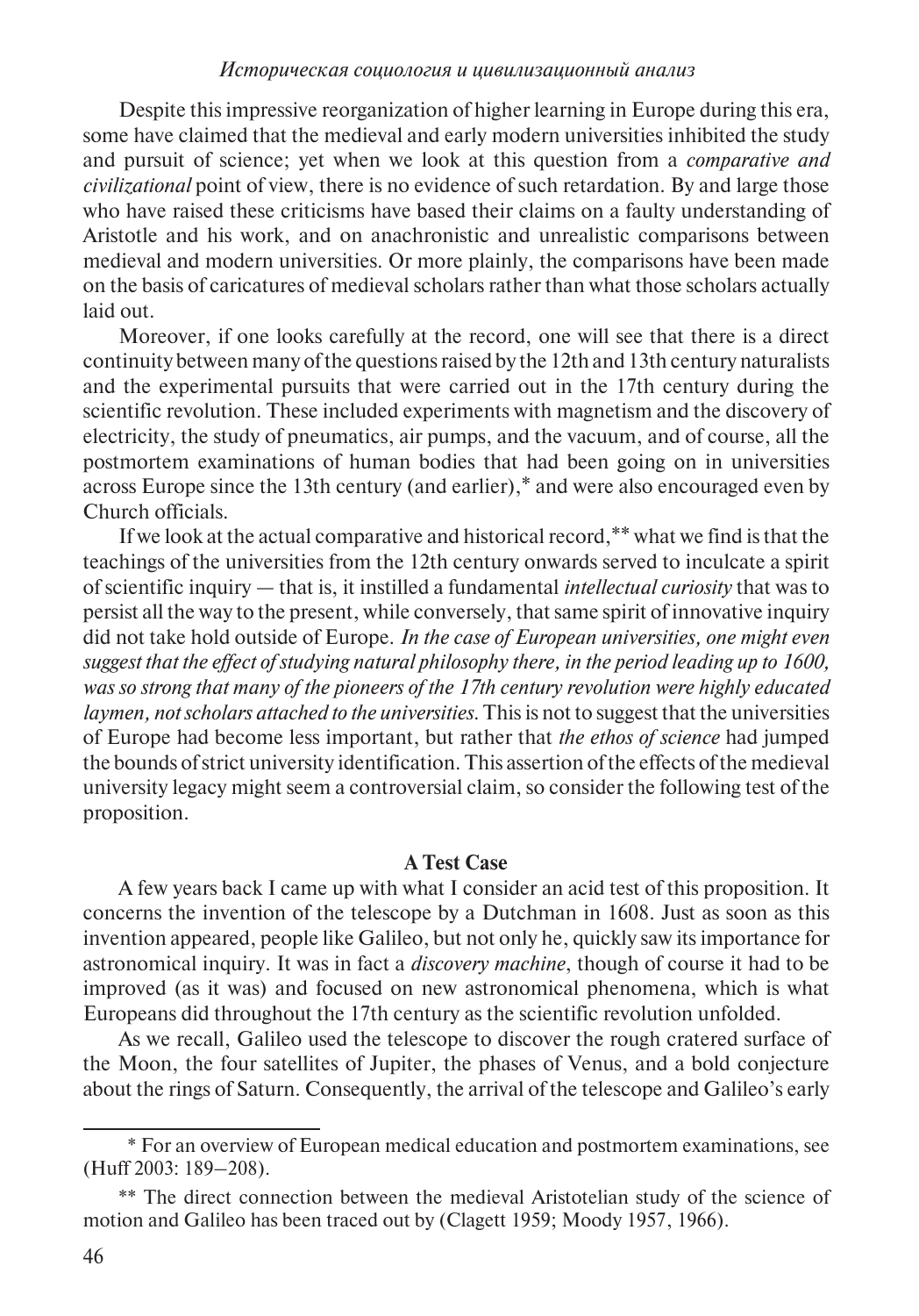Despite this impressive reorganization of higher learning in Europe during this era, some have claimed that the medieval and early modern universities inhibited the study and pursuit of science; yet when we look at this question from a *comparative and civilizational* point of view, there is no evidence of such retardation. By and large those who have raised these criticisms have based their claims on a faulty understanding of Aristotle and his work, and on anachronistic and unrealistic comparisons between medieval and modern universities. Or more plainly, the comparisons have been made on the basis of caricatures of medieval scholars rather than what those scholars actually laid out.

Moreover, if one looks carefully at the record, one will see that there is a direct continuity between many of the questions raised by the 12th and 13th century naturalists and the experimental pursuits that were carried out in the 17th century during the scientific revolution. These included experiments with magnetism and the discovery of electricity, the study of pneumatics, air pumps, and the vacuum, and of course, all the postmortem examinations of human bodies that had been going on in universities across Europe since the 13th century (and earlier),* and were also encouraged even by Church officials.

If we look at the actual comparative and historical record,** what we find is that the teachings of the universities from the 12th century onwards served to inculcate a spirit of scientific inquiry — that is, it instilled a fundamental *intellectual curiosity* that was to persist all the way to the present, while conversely, that same spirit of innovative inquiry did not take hold outside of Europe. *In the case of European universities, one might even suggest that the effect of studying natural philosophy there, in the period leading up to 1600, was so strong that many of the pioneers of the 17th century revolution were highly educated laymen, not scholars attached to the universities.* This is not to suggest that the universities of Europe had become less important, but rather that *the ethos of science* had jumped the bounds of strict university identification. This assertion of the effects of the medieval university legacy might seem a controversial claim, so consider the following test of the proposition.

## A Test Case

A few years back I came up with what I consider an acid test of this proposition. It concerns the invention of the telescope by a Dutchman in 1608. Just as soon as this invention appeared, people like Galileo, but not only he, quickly saw its importance for astronomical inquiry. It was in fact a *discovery machine*, though of course it had to be improved (as it was) and focused on new astronomical phenomena, which is what Europeans did throughout the 17th century as the scientific revolution unfolded.

As we recall, Galileo used the telescope to discover the rough cratered surface of the Moon, the four satellites of Jupiter, the phases of Venus, and a bold conjecture about the rings of Saturn. Consequently, the arrival of the telescope and Galileo's early

---

\* For an overview of European medical education and postmortem examinations, see (Huff 2003: 189–208).

\*\* The direct connection between the medieval Aristotelian study of the science of motion and Galileo has been traced out by (Clagett 1959; Moody 1957, 1966).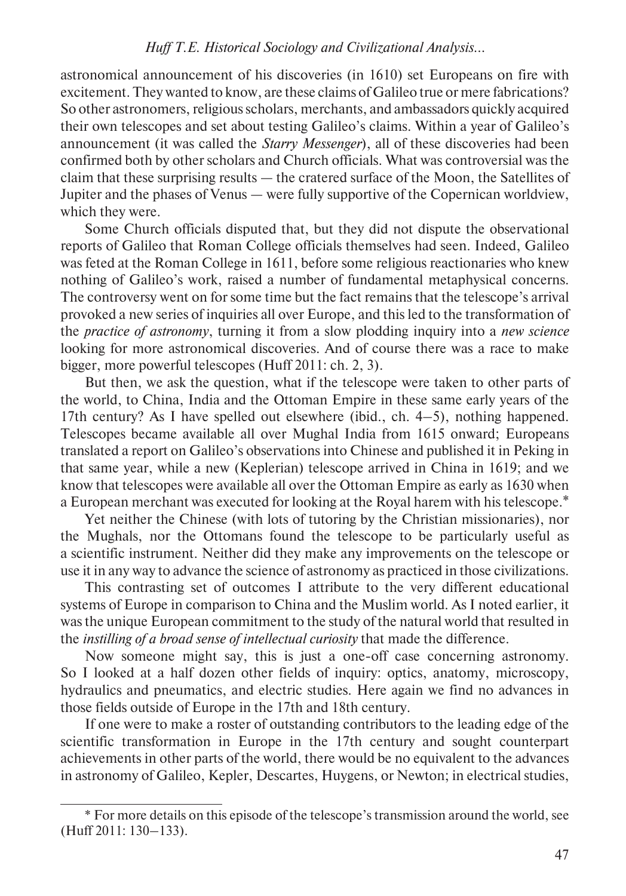astronomical announcement of his discoveries (in 1610) set Europeans on fire with excitement. They wanted to know, are these claims of Galileo true or mere fabrications? So other astronomers, religious scholars, merchants, and ambassadors quickly acquired their own telescopes and set about testing Galileo's claims. Within a year of Galileo's announcement (it was called the *Starry Messenger*), all of these discoveries had been confirmed both by other scholars and Church officials. What was controversial was the claim that these surprising results — the cratered surface of the Moon, the Satellites of Jupiter and the phases of Venus — were fully supportive of the Copernican worldview, which they were.

Some Church officials disputed that, but they did not dispute the observational reports of Galileo that Roman College officials themselves had seen. Indeed, Galileo was feted at the Roman College in 1611, before some religious reactionaries who knew nothing of Galileo's work, raised a number of fundamental metaphysical concerns. The controversy went on for some time but the fact remains that the telescope's arrival provoked a new series of inquiries all over Europe, and this led to the transformation of the *practice of astronomy*, turning it from a slow plodding inquiry into a *new science* looking for more astronomical discoveries. And of course there was a race to make bigger, more powerful telescopes (Huff 2011: ch. 2, 3).

But then, we ask the question, what if the telescope were taken to other parts of the world, to China, India and the Ottoman Empire in these same early years of the 17th century? As I have spelled out elsewhere (ibid., ch. 4–5), nothing happened. Telescopes became available all over Mughal India from 1615 onward; Europeans translated a report on Galileo's observations into Chinese and published it in Peking in that same year, while a new (Keplerian) telescope arrived in China in 1619; and we know that telescopes were available all over the Ottoman Empire as early as 1630 when a European merchant was executed for looking at the Royal harem with his telescope.*

Yet neither the Chinese (with lots of tutoring by the Christian missionaries), nor the Mughals, nor the Ottomans found the telescope to be particularly useful as a scientific instrument. Neither did they make any improvements on the telescope or use it in any way to advance the science of astronomy as practiced in those civilizations.

This contrasting set of outcomes I attribute to the very different educational systems of Europe in comparison to China and the Muslim world. As I noted earlier, it was the unique European commitment to the study of the natural world that resulted in the *instilling of a broad sense of intellectual curiosity* that made the difference.

Now someone might say, this is just a one-off case concerning astronomy. So I looked at a half dozen other fields of inquiry: optics, anatomy, microscopy, hydraulics and pneumatics, and electric studies. Here again we find no advances in those fields outside of Europe in the 17th and 18th century.

If one were to make a roster of outstanding contributors to the leading edge of the scientific transformation in Europe in the 17th century and sought counterpart achievements in other parts of the world, there would be no equivalent to the advances in astronomy of Galileo, Kepler, Descartes, Huygens, or Newton; in electrical studies,

---

* For more details on this episode of the telescope's transmission around the world, see (Huff 2011: 130–133).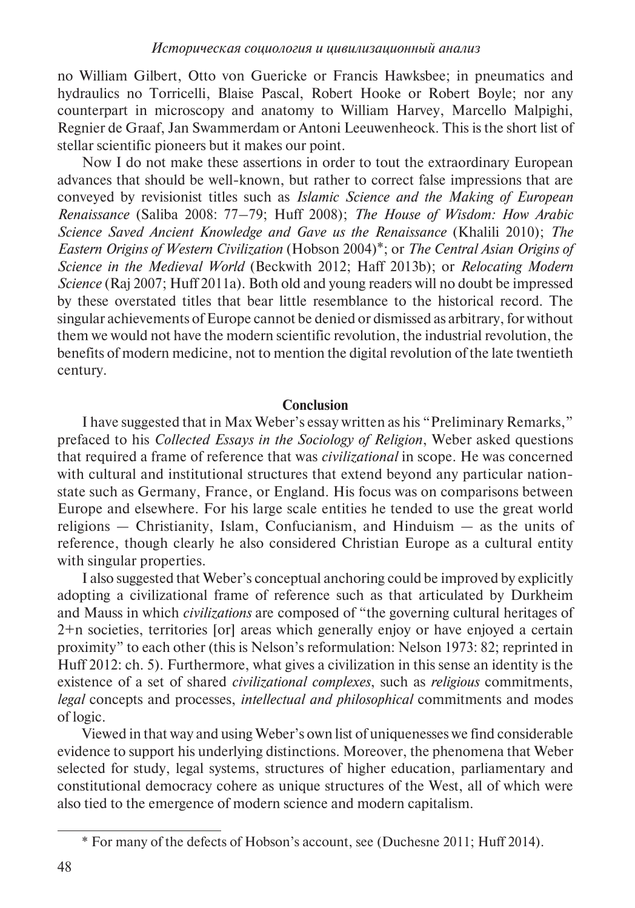no William Gilbert, Otto von Guericke or Francis Hawksbee; in pneumatics and hydraulics no Torricelli, Blaise Pascal, Robert Hooke or Robert Boyle; nor any counterpart in microscopy and anatomy to William Harvey, Marcello Malpighi, Regnier de Graaf, Jan Swammerdam or Antoni Leeuwenheock. This is the short list of stellar scientific pioneers but it makes our point.

Now I do not make these assertions in order to tout the extraordinary European advances that should be well-known, but rather to correct false impressions that are conveyed by revisionist titles such as *Islamic Science and the Making of European Renaissance* (Saliba 2008: 77–79; Huff 2008); *The House of Wisdom: How Arabic Science Saved Ancient Knowledge and Gave us the Renaissance* (Khalili 2010); *The Eastern Origins of Western Civilization* (Hobson 2004)*; or *The Central Asian Origins of Science in the Medieval World* (Beckwith 2012; Haff 2013b); or *Relocating Modern Science* (Raj 2007; Huff 2011a). Both old and young readers will no doubt be impressed by these overstated titles that bear little resemblance to the historical record. The singular achievements of Europe cannot be denied or dismissed as arbitrary, for without them we would not have the modern scientific revolution, the industrial revolution, the benefits of modern medicine, not to mention the digital revolution of the late twentieth century.

## Conclusion

I have suggested that in Max Weber's essay written as his "Preliminary Remarks," prefaced to his *Collected Essays in the Sociology of Religion*, Weber asked questions that required a frame of reference that was *civilizational* in scope. He was concerned with cultural and institutional structures that extend beyond any particular nation-state such as Germany, France, or England. His focus was on comparisons between Europe and elsewhere. For his large scale entities he tended to use the great world religions — Christianity, Islam, Confucianism, and Hinduism — as the units of reference, though clearly he also considered Christian Europe as a cultural entity with singular properties.

I also suggested that Weber's conceptual anchoring could be improved by explicitly adopting a civilizational frame of reference such as that articulated by Durkheim and Mauss in which *civilizations* are composed of "the governing cultural heritages of 2+n societies, territories [or] areas which generally enjoy or have enjoyed a certain proximity" to each other (this is Nelson's reformulation: Nelson 1973: 82; reprinted in Huff 2012: ch. 5). Furthermore, what gives a civilization in this sense an identity is the existence of a set of shared *civilizational complexes*, such as *religious* commitments, *legal* concepts and processes, *intellectual and philosophical* commitments and modes of logic.

Viewed in that way and using Weber's own list of uniquenesses we find considerable evidence to support his underlying distinctions. Moreover, the phenomena that Weber selected for study, legal systems, structures of higher education, parliamentary and constitutional democracy cohere as unique structures of the West, all of which were also tied to the emergence of modern science and modern capitalism.

---

* For many of the defects of Hobson's account, see (Duchesne 2011; Huff 2014).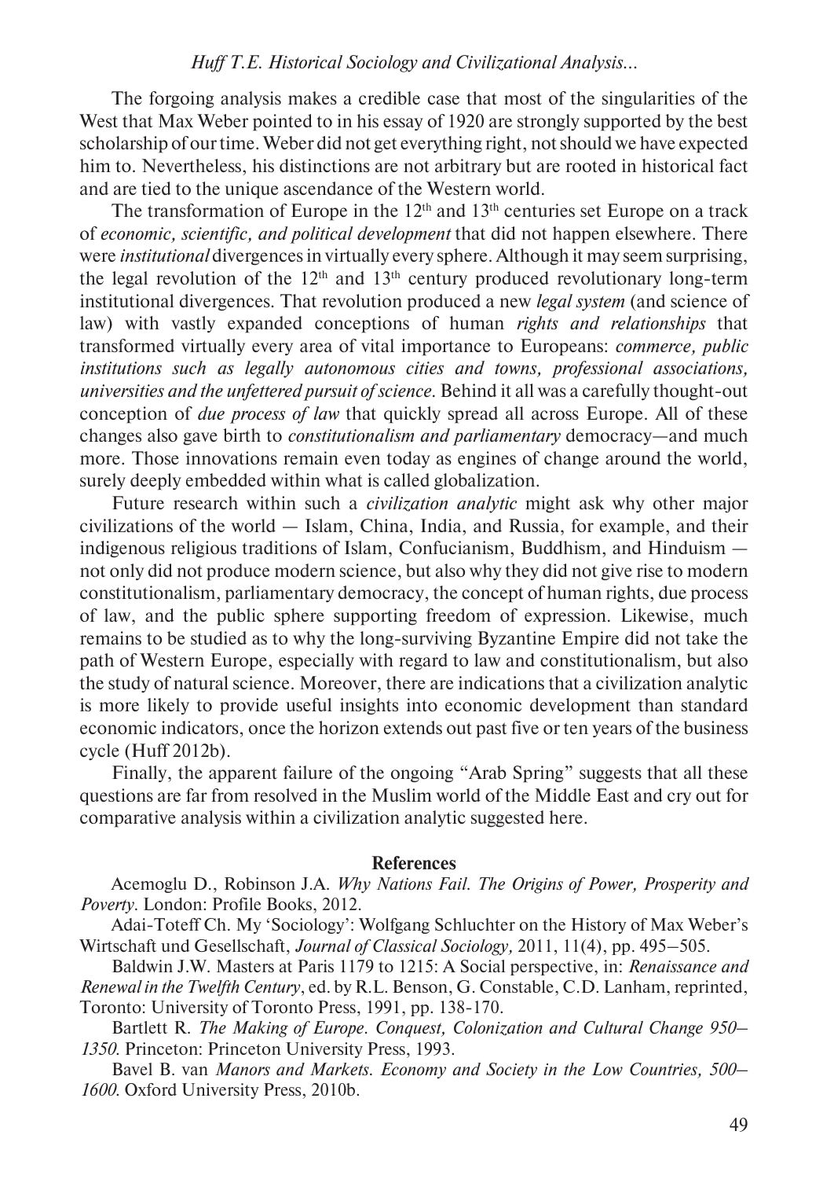The forgoing analysis makes a credible case that most of the singularities of the West that Max Weber pointed to in his essay of 1920 are strongly supported by the best scholarship of our time. Weber did not get everything right, not should we have expected him to. Nevertheless, his distinctions are not arbitrary but are rooted in historical fact and are tied to the unique ascendance of the Western world.

The transformation of Europe in the 12th and 13th centuries set Europe on a track of *economic, scientific, and political development* that did not happen elsewhere. There were *institutional* divergences in virtually every sphere. Although it may seem surprising, the legal revolution of the 12th and 13th century produced revolutionary long-term institutional divergences. That revolution produced a new *legal system* (and science of law) with vastly expanded conceptions of human *rights and relationships* that transformed virtually every area of vital importance to Europeans: *commerce, public institutions such as legally autonomous cities and towns, professional associations, universities and the unfettered pursuit of science.* Behind it all was a carefully thought-out conception of *due process of law* that quickly spread all across Europe. All of these changes also gave birth to *constitutionalism and parliamentary* democracy—and much more. Those innovations remain even today as engines of change around the world, surely deeply embedded within what is called globalization.

Future research within such a *civilization analytic* might ask why other major civilizations of the world — Islam, China, India, and Russia, for example, and their indigenous religious traditions of Islam, Confucianism, Buddhism, and Hinduism — not only did not produce modern science, but also why they did not give rise to modern constitutionalism, parliamentary democracy, the concept of human rights, due process of law, and the public sphere supporting freedom of expression. Likewise, much remains to be studied as to why the long-surviving Byzantine Empire did not take the path of Western Europe, especially with regard to law and constitutionalism, but also the study of natural science. Moreover, there are indications that a civilization analytic is more likely to provide useful insights into economic development than standard economic indicators, once the horizon extends out past five or ten years of the business cycle (Huff 2012b).

Finally, the apparent failure of the ongoing "Arab Spring" suggests that all these questions are far from resolved in the Muslim world of the Middle East and cry out for comparative analysis within a civilization analytic suggested here.

## References

Acemoglu D., Robinson J.A. *Why Nations Fail. The Origins of Power, Prosperity and Poverty*. London: Profile Books, 2012.

Adai-Toteff Ch. My 'Sociology': Wolfgang Schluchter on the History of Max Weber's Wirtschaft und Gesellschaft, *Journal of Classical Sociology,* 2011, 11(4), pp. 495–505.

Baldwin J.W. Masters at Paris 1179 to 1215: A Social perspective, in: *Renaissance and Renewal in the Twelfth Century*, ed. by R.L. Benson, G. Constable, C.D. Lanham, reprinted, Toronto: University of Toronto Press, 1991, pp. 138-170.

Bartlett R. *The Making of Europe. Conquest, Colonization and Cultural Change 950–1350.* Princeton: Princeton University Press, 1993.

Bavel B. van *Manors and Markets. Economy and Society in the Low Countries, 500–1600.* Oxford University Press, 2010b.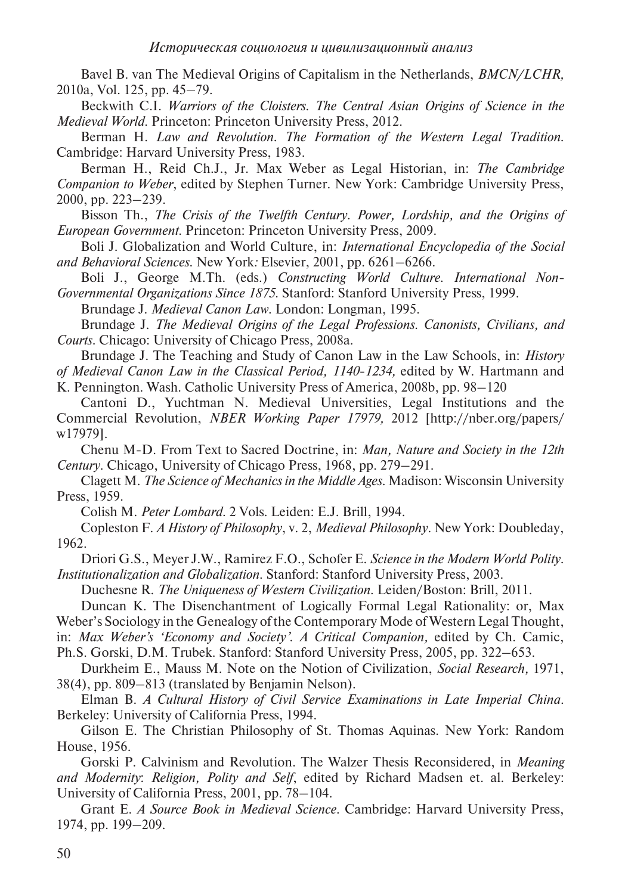Bavel B. van The Medieval Origins of Capitalism in the Netherlands, *BMCN/LCHR,* 2010a, Vol. 125, pp. 45–79.

Beckwith C.I. *Warriors of the Cloisters. The Central Asian Origins of Science in the Medieval World.* Princeton: Princeton University Press, 2012.

Berman H. *Law and Revolution. The Formation of the Western Legal Tradition.* Cambridge: Harvard University Press, 1983.

Berman H., Reid Ch.J., Jr. Max Weber as Legal Historian, in: *The Cambridge Companion to Weber*, edited by Stephen Turner. New York: Cambridge University Press, 2000, pp. 223–239.

Bisson Th., *The Crisis of the Twelfth Century. Power, Lordship, and the Origins of European Government.* Princeton: Princeton University Press, 2009.

Boli J. Globalization and World Culture, in: *International Encyclopedia of the Social and Behavioral Sciences.* New York*:* Elsevier, 2001, pp. 6261–6266.

Boli J., George M.Th. (eds.) *Constructing World Culture. International Non-Governmental Organizations Since 1875.* Stanford: Stanford University Press, 1999.

Brundage J. *Medieval Canon Law.* London: Longman, 1995.

Brundage J. *The Medieval Origins of the Legal Professions. Canonists, Civilians, and Courts.* Chicago: University of Chicago Press, 2008a.

Brundage J. The Teaching and Study of Canon Law in the Law Schools, in: *History of Medieval Canon Law in the Classical Period, 1140-1234,* edited by W. Hartmann and K. Pennington. Wash. Catholic University Press of America, 2008b, pp. 98–120

Cantoni D., Yuchtman N. Medieval Universities, Legal Institutions and the Commercial Revolution, *NBER Working Paper 17979,* 2012 [http://nber.org/papers/w17979].

Chenu M-D. From Text to Sacred Doctrine, in: *Man, Nature and Society in the 12th Century*. Chicago, University of Chicago Press, 1968, pp. 279–291.

Clagett M. *The Science of Mechanics in the Middle Ages.* Madison: Wisconsin University Press, 1959.

Colish M. *Peter Lombard.* 2 Vols. Leiden: E.J. Brill, 1994.

Copleston F. *A History of Philosophy*, v. 2, *Medieval Philosophy*. New York: Doubleday, 1962.

Driori G.S., Meyer J.W., Ramirez F.O., Schofer E. *Science in the Modern World Polity. Institutionalization and Globalization.* Stanford: Stanford University Press, 2003.

Duchesne R. *The Uniqueness of Western Civilization.* Leiden/Boston: Brill, 2011.

Duncan K. The Disenchantment of Logically Formal Legal Rationality: or, Max Weber's Sociology in the Genealogy of the Contemporary Mode of Western Legal Thought, in: *Max Weber's 'Economy and Society'. A Critical Companion,* edited by Ch. Camic, Ph.S. Gorski, D.M. Trubek. Stanford: Stanford University Press, 2005, pp. 322–653.

Durkheim E., Mauss M. Note on the Notion of Civilization, *Social Research,* 1971, 38(4), pp. 809–813 (translated by Benjamin Nelson).

Elman B. *A Cultural History of Civil Service Examinations in Late Imperial China.* Berkeley: University of California Press, 1994.

Gilson E. The Christian Philosophy of St. Thomas Aquinas. New York: Random House, 1956.

Gorski P. Calvinism and Revolution. The Walzer Thesis Reconsidered, in *Meaning and Modernity*: *Religion, Polity and Self*, edited by Richard Madsen et. al. Berkeley: University of California Press, 2001, pp. 78–104.

Grant E. *A Source Book in Medieval Science.* Cambridge: Harvard University Press, 1974, pp. 199–209.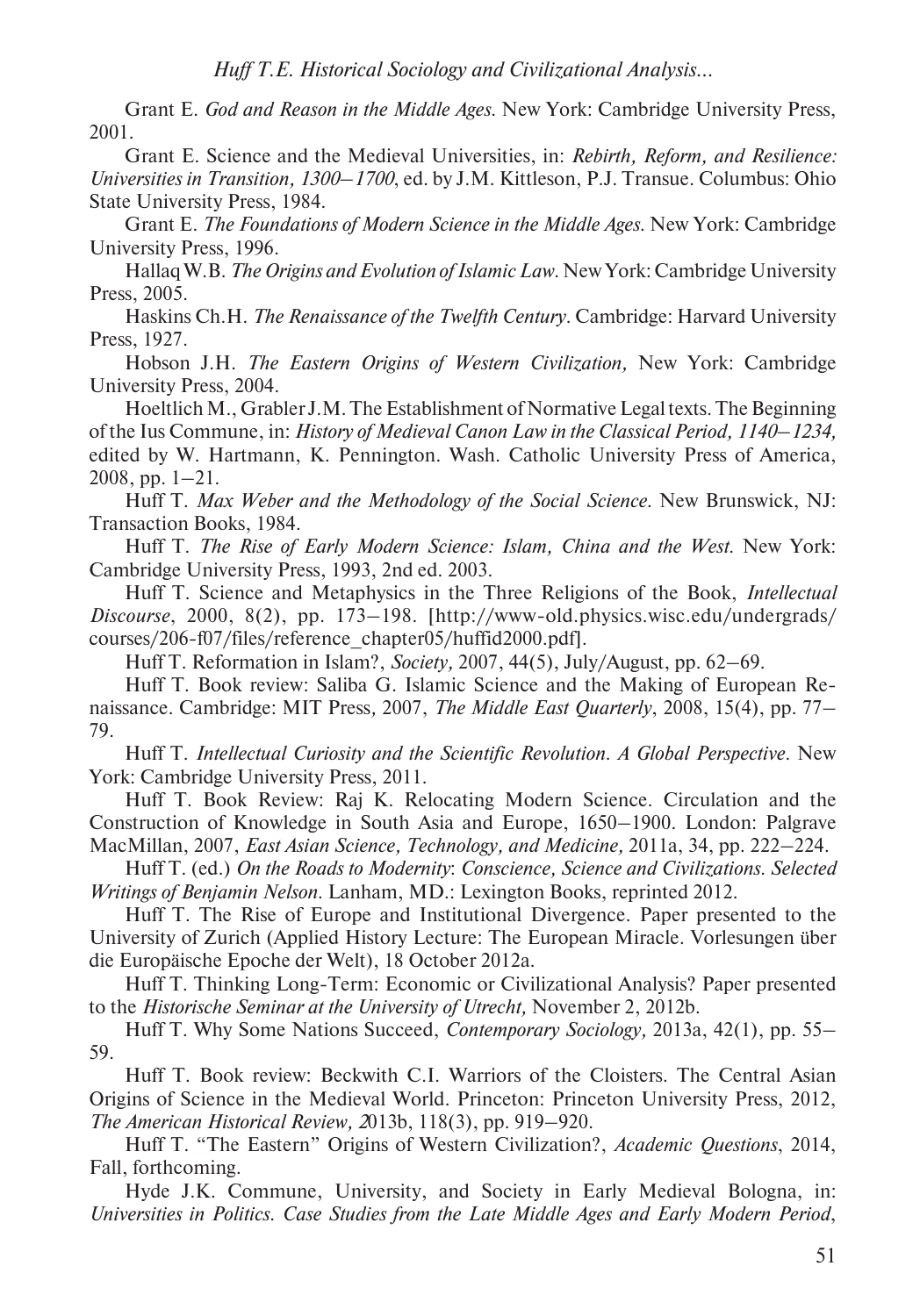Grant E. *God and Reason in the Middle Ages*. New York: Cambridge University Press, 2001.

Grant E. Science and the Medieval Universities, in: *Rebirth, Reform, and Resilience: Universities in Transition, 1300–1700*, ed. by J.M. Kittleson, P.J. Transue. Columbus: Ohio State University Press, 1984.

Grant E. *The Foundations of Modern Science in the Middle Ages*. New York: Cambridge University Press, 1996.

Hallaq W.B. *The Origins and Evolution of Islamic Law*. New York: Cambridge University Press, 2005.

Haskins Ch.H. *The Renaissance of the Twelfth Century*. Cambridge: Harvard University Press, 1927.

Hobson J.H. *The Eastern Origins of Western Civilization,* New York: Cambridge University Press, 2004.

Hoeltlich M., Grabler J.M. The Establishment of Normative Legal texts. The Beginning of the Ius Commune, in: *History of Medieval Canon Law in the Classical Period, 1140–1234,* edited by W. Hartmann, K. Pennington. Wash. Catholic University Press of America, 2008, pp. 1–21.

Huff T. *Max Weber and the Methodology of the Social Science*. New Brunswick, NJ: Transaction Books, 1984.

Huff T. *The Rise of Early Modern Science: Islam, China and the West*. New York: Cambridge University Press, 1993, 2nd ed. 2003.

Huff T. Science and Metaphysics in the Three Religions of the Book, *Intellectual Discourse*, 2000, 8(2), pp. 173–198. [http://www-old.physics.wisc.edu/undergrads/courses/206-f07/files/reference_chapter05/huffid2000.pdf].

Huff T. Reformation in Islam?, *Society,* 2007, 44(5), July/August, pp. 62–69.

Huff T. Book review: Saliba G. Islamic Science and the Making of European Renaissance. Cambridge: MIT Press*,* 2007, *The Middle East Quarterly*, 2008, 15(4), pp. 77–79.

Huff T. *Intellectual Curiosity and the Scientific Revolution. A Global Perspective*. New York: Cambridge University Press, 2011.

Huff T. Book Review: Raj K. Relocating Modern Science. Circulation and the Construction of Knowledge in South Asia and Europe, 1650–1900. London: Palgrave MacMillan, 2007, *East Asian Science, Technology, and Medicine,* 2011a, 34, pp. 222–224.

Huff T. (ed.) *On the Roads to Modernity*: *Conscience, Science and Civilizations. Selected Writings of Benjamin Nelson*. Lanham, MD.: Lexington Books, reprinted 2012.

Huff T. The Rise of Europe and Institutional Divergence. Paper presented to the University of Zurich (Applied History Lecture: The European Miracle. Vorlesungen über die Europäische Epoche der Welt), 18 October 2012a.

Huff T. Thinking Long-Term: Economic or Civilizational Analysis? Paper presented to the *Historische Seminar at the University of Utrecht,* November 2, 2012b.

Huff T. Why Some Nations Succeed, *Contemporary Sociology,* 2013a, 42(1), pp. 55–59.

Huff T. Book review: Beckwith C.I. Warriors of the Cloisters. The Central Asian Origins of Science in the Medieval World. Princeton: Princeton University Press, 2012, *The American Historical Review, 2*013b, 118(3), pp. 919–920.

Huff T. "The Eastern" Origins of Western Civilization?, *Academic Questions*, 2014, Fall, forthcoming.

Hyde J.K. Commune, University, and Society in Early Medieval Bologna, in: *Universities in Politics. Case Studies from the Late Middle Ages and Early Modern Period*,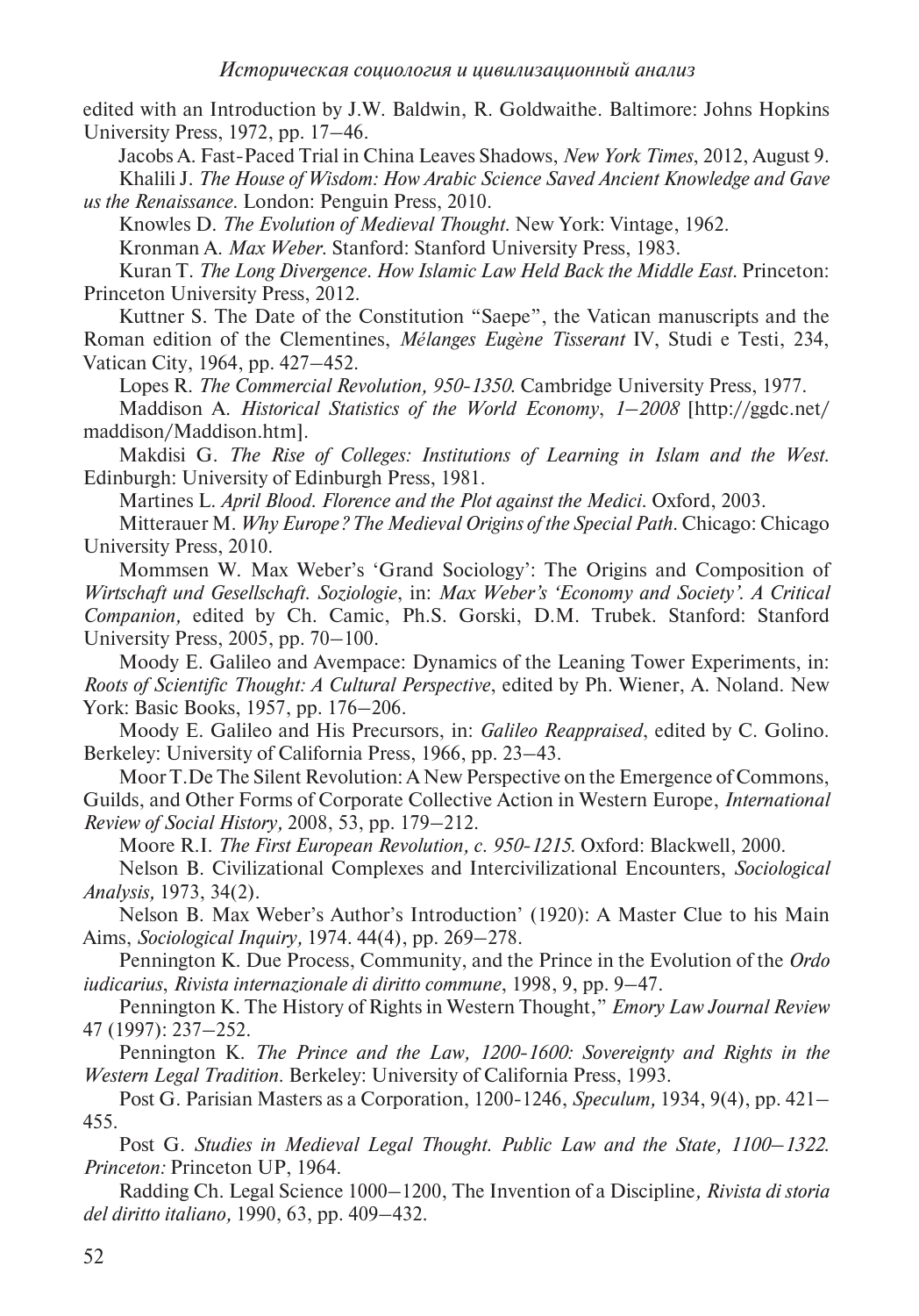edited with an Introduction by J.W. Baldwin, R. Goldwaithe. Baltimore: Johns Hopkins University Press, 1972, pp. 17–46.

Jacobs A. Fast-Paced Trial in China Leaves Shadows, *New York Times*, 2012, August 9.

Khalili J. *The House of Wisdom: How Arabic Science Saved Ancient Knowledge and Gave us the Renaissance*. London: Penguin Press, 2010.

Knowles D. *The Evolution of Medieval Thought*. New York: Vintage, 1962.

Kronman A. *Max Weber*. Stanford: Stanford University Press, 1983.

Kuran T. *The Long Divergence. How Islamic Law Held Back the Middle East*. Princeton: Princeton University Press, 2012.

Kuttner S. The Date of the Constitution "Saepe", the Vatican manuscripts and the Roman edition of the Clementines, *Mélanges Eugène Tisserant* IV, Studi e Testi, 234, Vatican City, 1964, pp. 427–452.

Lopes R. *The Commercial Revolution, 950-1350*. Cambridge University Press, 1977.

Maddison A. *Historical Statistics of the World Economy, 1–2008* [http://ggdc.net/maddison/Maddison.htm].

Makdisi G. *The Rise of Colleges: Institutions of Learning in Islam and the West*. Edinburgh: University of Edinburgh Press, 1981.

Martines L. *April Blood. Florence and the Plot against the Medici*. Oxford, 2003.

Mitterauer M. *Why Europe? The Medieval Origins of the Special Path*. Chicago: Chicago University Press, 2010.

Mommsen W. Max Weber's 'Grand Sociology': The Origins and Composition of *Wirtschaft und Gesellschaft. Soziologie*, in: *Max Weber's 'Economy and Society'. A Critical Companion,* edited by Ch. Camic, Ph.S. Gorski, D.M. Trubek. Stanford: Stanford University Press, 2005, pp. 70–100.

Moody E. Galileo and Avempace: Dynamics of the Leaning Tower Experiments, in: *Roots of Scientific Thought: A Cultural Perspective*, edited by Ph. Wiener, A. Noland. New York: Basic Books, 1957, pp. 176–206.

Moody E. Galileo and His Precursors, in: *Galileo Reappraised*, edited by C. Golino. Berkeley: University of California Press, 1966, pp. 23–43.

Moor T.De The Silent Revolution: A New Perspective on the Emergence of Commons, Guilds, and Other Forms of Corporate Collective Action in Western Europe, *International Review of Social History,* 2008, 53, pp. 179–212.

Moore R.I. *The First European Revolution, c. 950-1215*. Oxford: Blackwell, 2000.

Nelson B. Civilizational Complexes and Intercivilizational Encounters, *Sociological Analysis,* 1973, 34(2).

Nelson B. Max Weber's Author's Introduction' (1920): A Master Clue to his Main Aims, *Sociological Inquiry,* 1974. 44(4), pp. 269–278.

Pennington K. Due Process, Community, and the Prince in the Evolution of the *Ordo iudicarius*, *Rivista internazionale di diritto commune*, 1998, 9, pp. 9–47.

Pennington K. The History of Rights in Western Thought," *Emory Law Journal Review* 47 (1997): 237–252.

Pennington K. *The Prince and the Law, 1200-1600: Sovereignty and Rights in the Western Legal Tradition*. Berkeley: University of California Press, 1993.

Post G. Parisian Masters as a Corporation, 1200-1246, *Speculum,* 1934, 9(4), pp. 421–455.

Post G. *Studies in Medieval Legal Thought. Public Law and the State, 1100–1322. Princeton:* Princeton UP, 1964.

Radding Ch. Legal Science 1000–1200, The Invention of a Discipline*, Rivista di storia del diritto italiano,* 1990, 63, pp. 409–432.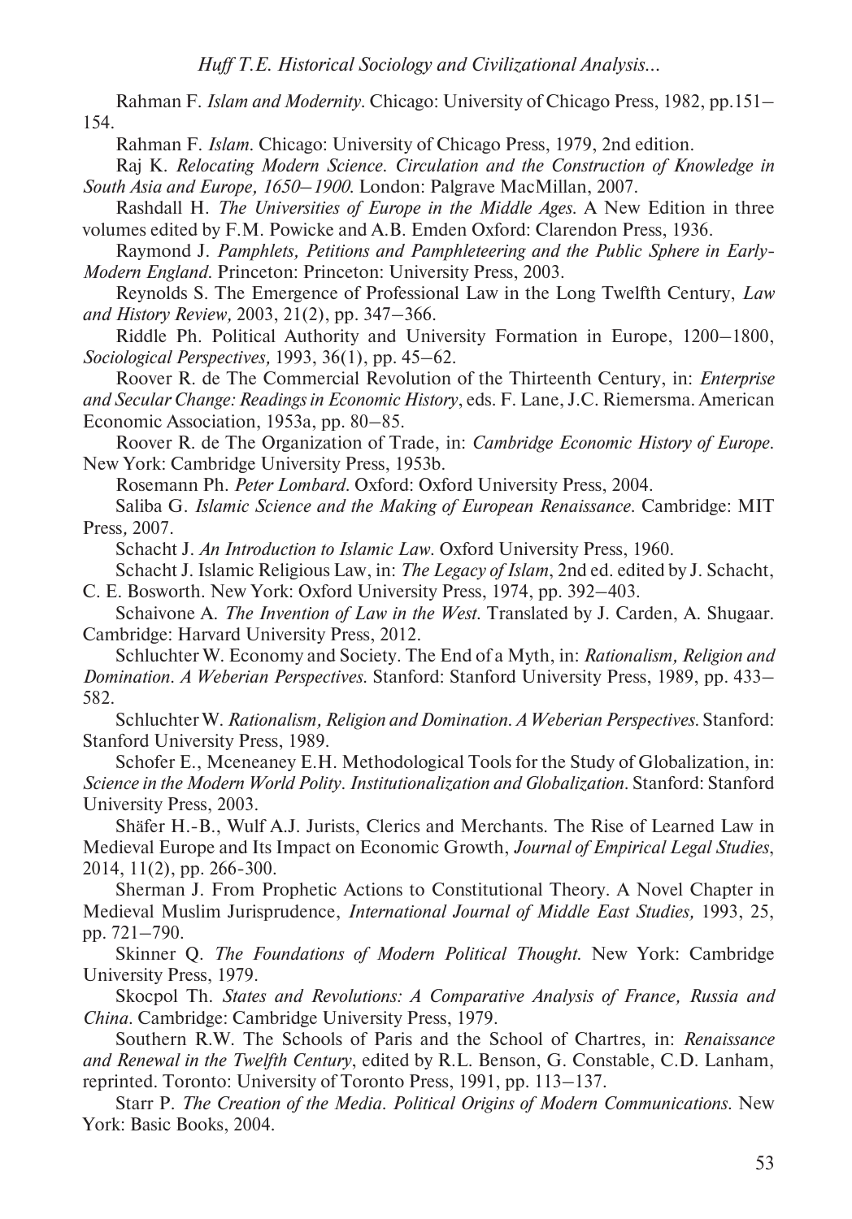Rahman F. *Islam and Modernity*. Chicago: University of Chicago Press, 1982, pp.151–154.

Rahman F. *Islam*. Chicago: University of Chicago Press, 1979, 2nd edition.

Raj K. *Relocating Modern Science. Circulation and the Construction of Knowledge in South Asia and Europe, 1650–1900.* London: Palgrave MacMillan, 2007.

Rashdall H. *The Universities of Europe in the Middle Ages.* A New Edition in three volumes edited by F.M. Powicke and A.B. Emden Oxford: Clarendon Press, 1936.

Raymond J. *Pamphlets, Petitions and Pamphleteering and the Public Sphere in Early-Modern England.* Princeton: Princeton: University Press, 2003.

Reynolds S. The Emergence of Professional Law in the Long Twelfth Century, *Law and History Review,* 2003, 21(2), pp. 347–366.

Riddle Ph. Political Authority and University Formation in Europe, 1200–1800, *Sociological Perspectives,* 1993, 36(1), pp. 45–62.

Roover R. de The Commercial Revolution of the Thirteenth Century, in: *Enterprise and Secular Change: Readings in Economic History*, eds. F. Lane, J.C. Riemersma. American Economic Association, 1953a, pp. 80–85.

Roover R. de The Organization of Trade, in: *Cambridge Economic History of Europe.* New York: Cambridge University Press, 1953b.

Rosemann Ph. *Peter Lombard.* Oxford: Oxford University Press, 2004.

Saliba G. *Islamic Science and the Making of European Renaissance.* Cambridge: MIT Press, 2007.

Schacht J. *An Introduction to Islamic Law.* Oxford University Press, 1960.

Schacht J. Islamic Religious Law, in: *The Legacy of Islam*, 2nd ed. edited by J. Schacht, C. E. Bosworth. New York: Oxford University Press, 1974, pp. 392–403.

Schaivone A. *The Invention of Law in the West.* Translated by J. Carden, A. Shugaar. Cambridge: Harvard University Press, 2012.

Schluchter W. Economy and Society. The End of a Myth, in: *Rationalism, Religion and Domination. A Weberian Perspectives.* Stanford: Stanford University Press, 1989, pp. 433–582.

Schluchter W. *Rationalism, Religion and Domination. A Weberian Perspectives.* Stanford: Stanford University Press, 1989.

Schofer E., Mceneaney E.H. Methodological Tools for the Study of Globalization, in: *Science in the Modern World Polity. Institutionalization and Globalization.* Stanford: Stanford University Press, 2003.

Shäfer H.-B., Wulf A.J. Jurists, Clerics and Merchants. The Rise of Learned Law in Medieval Europe and Its Impact on Economic Growth, *Journal of Empirical Legal Studies*, 2014, 11(2), pp. 266-300.

Sherman J. From Prophetic Actions to Constitutional Theory. A Novel Chapter in Medieval Muslim Jurisprudence, *International Journal of Middle East Studies,* 1993, 25, pp. 721–790.

Skinner Q. *The Foundations of Modern Political Thought.* New York: Cambridge University Press, 1979.

Skocpol Th. *States and Revolutions: A Comparative Analysis of France, Russia and China.* Cambridge: Cambridge University Press, 1979.

Southern R.W. The Schools of Paris and the School of Chartres, in: *Renaissance and Renewal in the Twelfth Century*, edited by R.L. Benson, G. Constable, C.D. Lanham, reprinted. Toronto: University of Toronto Press, 1991, pp. 113–137.

Starr P. *The Creation of the Media. Political Origins of Modern Communications.* New York: Basic Books, 2004.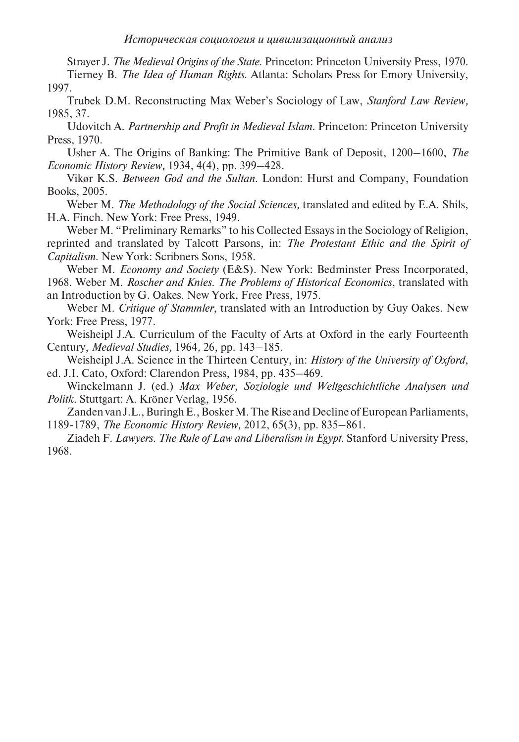Strayer J. *The Medieval Origins of the State*. Princeton: Princeton University Press, 1970.

Tierney B. *The Idea of Human Rights*. Atlanta: Scholars Press for Emory University, 1997.

Trubek D.M. Reconstructing Max Weber's Sociology of Law, *Stanford Law Review,* 1985, 37.

Udovitch A. *Partnership and Profit in Medieval Islam*. Princeton: Princeton University Press, 1970.

Usher A. The Origins of Banking: The Primitive Bank of Deposit, 1200–1600, *The Economic History Review,* 1934, 4(4), pp. 399–428.

Vikør K.S. *Between God and the Sultan*. London: Hurst and Company, Foundation Books, 2005.

Weber M. *The Methodology of the Social Sciences,* translated and edited by E.A. Shils, H.A. Finch. New York: Free Press, 1949.

Weber M. "Preliminary Remarks" to his Collected Essays in the Sociology of Religion, reprinted and translated by Talcott Parsons, in: *The Protestant Ethic and the Spirit of Capitalism*. New York: Scribners Sons, 1958.

Weber M. *Economy and Society* (E&S). New York: Bedminster Press Incorporated, 1968. Weber M. *Roscher and Knies. The Problems of Historical Economics*, translated with an Introduction by G. Oakes. New York, Free Press, 1975.

Weber M. *Critique of Stammler*, translated with an Introduction by Guy Oakes. New York: Free Press, 1977.

Weisheipl J.A. Curriculum of the Faculty of Arts at Oxford in the early Fourteenth Century, *Medieval Studies,* 1964*,* 26, pp. 143–185.

Weisheipl J.A. Science in the Thirteen Century, in: *History of the University of Oxford*, ed. J.I. Cato, Oxford: Clarendon Press, 1984, pp. 435–469.

Winckelmann J. (ed.) *Max Weber, Soziologie und Weltgeschichtliche Analysen und Politk*. Stuttgart: A. Kröner Verlag, 1956.

Zanden van J.L., Buringh E., Bosker M. The Rise and Decline of European Parliaments, 1189-1789, *The Economic History Review,* 2012, 65(3), pp. 835–861.

Ziadeh F. *Lawyers. The Rule of Law and Liberalism in Egypt*. Stanford University Press, 1968.